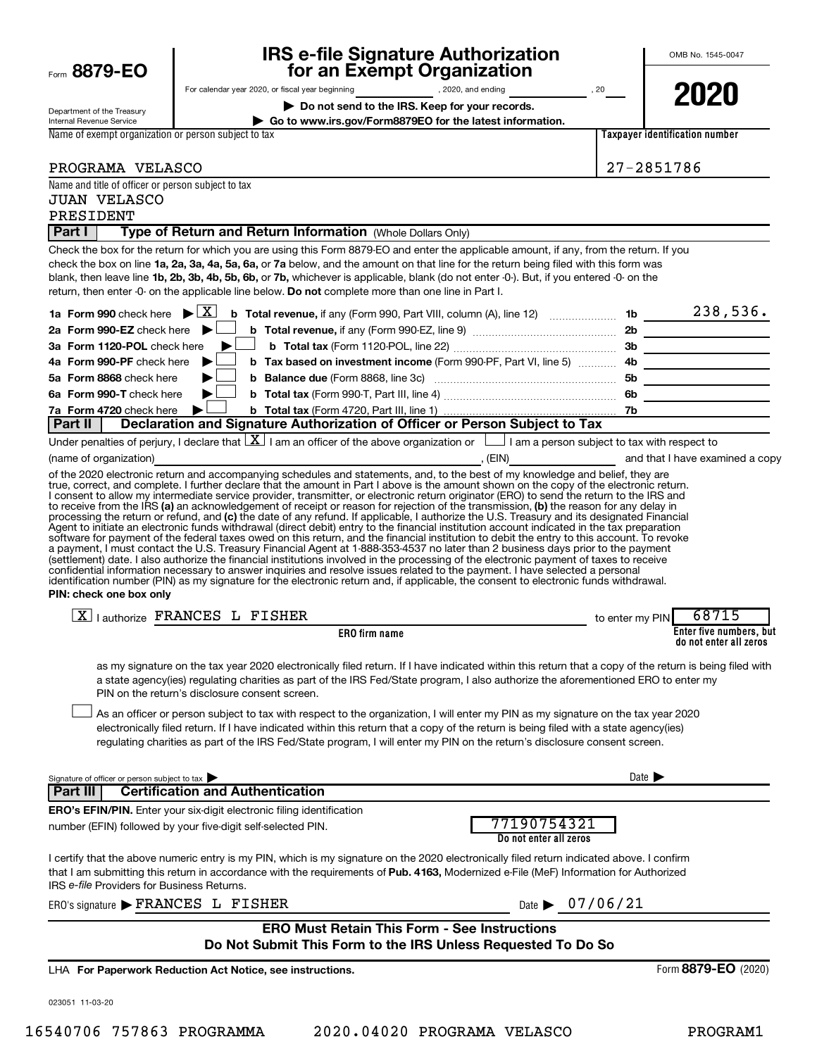Form **8879-EO**

Department of the Treasury
Internal Revenue Service

# IRS e-file Signature Authorization for an Exempt Organization

For calendar year 2020, or fiscal year beginning \_\_\_\_\_\_\_\_, 2020, and ending \_\_\_\_\_\_\_\_, 20\_\_

▶ **Do not send to the IRS. Keep for your records.**

▶ **Go to www.irs.gov/Form8879EO for the latest information.**

OMB No. 1545-0047

**2020**

| Name of exempt organization or person subject to tax | Taxpayer identification number |
|---|---|
| PROGRAMA VELASCO | 27-2851786 |

Name and title of officer or person subject to tax
JUAN VELASCO
PRESIDENT

## Part I — Type of Return and Return Information (Whole Dollars Only)

Check the box for the return for which you are using this Form 8879-EO and enter the applicable amount, if any, from the return. If you check the box on line **1a, 2a, 3a, 4a, 5a, 6a,** or **7a** below, and the amount on that line for the return being filed with this form was blank, then leave line **1b, 2b, 3b, 4b, 5b, 6b,** or **7b,** whichever is applicable, blank (do not enter -0-). But, if you entered -0- on the return, then enter -0- on the applicable line below. **Do not** complete more than one line in Part I.

| | | | |
|---|---|---|---|
| **1a Form 990** check here ▶ [X] | **b Total revenue,** if any (Form 990, Part VIII, column (A), line 12) | 1b | 238,536. |
| **2a Form 990-EZ** check here ▶ [ ] | **b Total revenue,** if any (Form 990-EZ, line 9) | 2b | |
| **3a Form 1120-POL** check here ▶ [ ] | **b Total tax** (Form 1120-POL, line 22) | 3b | |
| **4a Form 990-PF** check here ▶ [ ] | **b Tax based on investment income** (Form 990-PF, Part VI, line 5) | 4b | |
| **5a Form 8868** check here ▶ [ ] | **b Balance due** (Form 8868, line 3c) | 5b | |
| **6a Form 990-T** check here ▶ [ ] | **b Total tax** (Form 990-T, Part III, line 4) | 6b | |
| **7a Form 4720** check here ▶ [ ] | **b Total tax** (Form 4720, Part III, line 1) | 7b | |

## Part II — Declaration and Signature Authorization of Officer or Person Subject to Tax

Under penalties of perjury, I declare that [X] I am an officer of the above organization or [ ] I am a person subject to tax with respect to (name of organization) \_\_\_\_\_\_\_\_, (EIN) \_\_\_\_\_\_\_\_ and that I have examined a copy of the 2020 electronic return and accompanying schedules and statements, and, to the best of my knowledge and belief, they are true, correct, and complete. I further declare that the amount in Part I above is the amount shown on the copy of the electronic return. I consent to allow my intermediate service provider, transmitter, or electronic return originator (ERO) to send the return to the IRS and to receive from the IRS **(a)** an acknowledgement of receipt or reason for rejection of the transmission, **(b)** the reason for any delay in processing the return or refund, and **(c)** the date of any refund. If applicable, I authorize the U.S. Treasury and its designated Financial Agent to initiate an electronic funds withdrawal (direct debit) entry to the financial institution account indicated in the tax preparation software for payment of the federal taxes owed on this return, and the financial institution to debit the entry to this account. To revoke a payment, I must contact the U.S. Treasury Financial Agent at 1-888-353-4537 no later than 2 business days prior to the payment (settlement) date. I also authorize the financial institutions involved in the processing of the electronic payment of taxes to receive confidential information necessary to answer inquiries and resolve issues related to the payment. I have selected a personal identification number (PIN) as my signature for the electronic return and, if applicable, the consent to electronic funds withdrawal.

**PIN: check one box only**

[X] I authorize FRANCES L FISHER (**ERO firm name**) to enter my PIN 68715 (**Enter five numbers, but do not enter all zeros**)

as my signature on the tax year 2020 electronically filed return. If I have indicated within this return that a copy of the return is being filed with a state agency(ies) regulating charities as part of the IRS Fed/State program, I also authorize the aforementioned ERO to enter my PIN on the return's disclosure consent screen.

[ ] As an officer or person subject to tax with respect to the organization, I will enter my PIN as my signature on the tax year 2020 electronically filed return. If I have indicated within this return that a copy of the return is being filed with a state agency(ies) regulating charities as part of the IRS Fed/State program, I will enter my PIN on the return's disclosure consent screen.

Signature of officer or person subject to tax ▶ \_\_\_\_\_\_\_\_ Date ▶ \_\_\_\_\_\_\_\_

## Part III — Certification and Authentication

**ERO's EFIN/PIN.** Enter your six-digit electronic filing identification number (EFIN) followed by your five-digit self-selected PIN.

77190754321
**Do not enter all zeros**

I certify that the above numeric entry is my PIN, which is my signature on the 2020 electronically filed return indicated above. I confirm that I am submitting this return in accordance with the requirements of **Pub. 4163,** Modernized e-File (MeF) Information for Authorized IRS *e-file* Providers for Business Returns.

ERO's signature ▶ FRANCES L FISHER Date ▶ 07/06/21

**ERO Must Retain This Form - See Instructions**
**Do Not Submit This Form to the IRS Unless Requested To Do So**

LHA **For Paperwork Reduction Act Notice, see instructions.** Form **8879-EO** (2020)

023051 11-03-20

16540706 757863 PROGRAMMA 2020.04020 PROGRAMA VELASCO PROGRAM1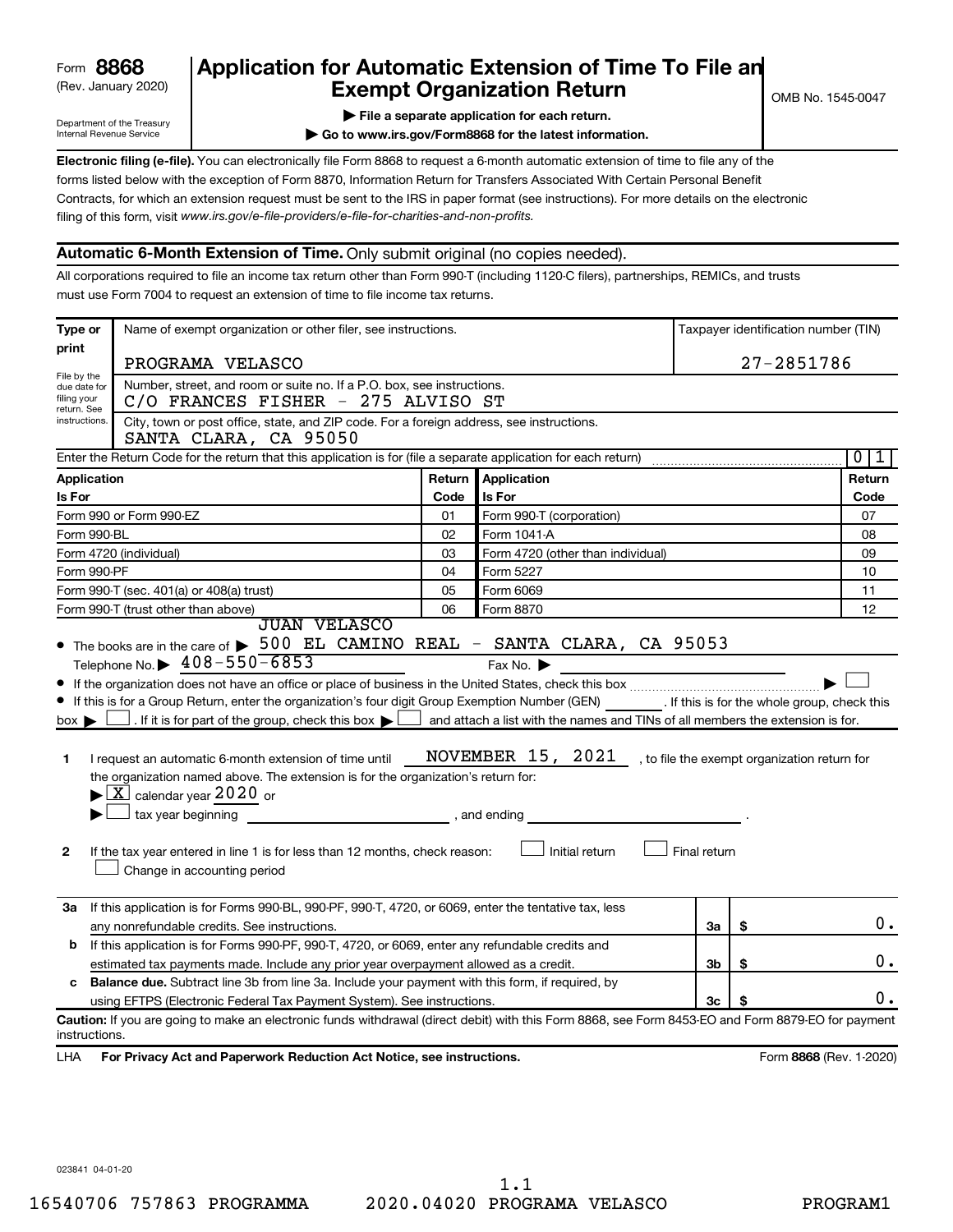Form **8868** (Rev. January 2020)

Department of the Treasury
Internal Revenue Service

# Application for Automatic Extension of Time To File an Exempt Organization Return

OMB No. 1545-0047

▶ **File a separate application for each return.**

▶ **Go to www.irs.gov/Form8868 for the latest information.**

**Electronic filing (e-file).** You can electronically file Form 8868 to request a 6-month automatic extension of time to file any of the forms listed below with the exception of Form 8870, Information Return for Transfers Associated With Certain Personal Benefit Contracts, for which an extension request must be sent to the IRS in paper format (see instructions). For more details on the electronic filing of this form, visit *www.irs.gov/e-file-providers/e-file-for-charities-and-non-profits.*

## Automatic 6-Month Extension of Time. Only submit original (no copies needed).

All corporations required to file an income tax return other than Form 990-T (including 1120-C filers), partnerships, REMICs, and trusts must use Form 7004 to request an extension of time to file income tax returns.

| Type or print | | |
|---|---|---|
| File by the due date for filing your return. See instructions. | Name of exempt organization or other filer, see instructions.<br>PROGRAMA VELASCO | Taxpayer identification number (TIN)<br>27-2851786 |
| | Number, street, and room or suite no. If a P.O. box, see instructions.<br>C/O FRANCES FISHER - 275 ALVISO ST | |
| | City, town or post office, state, and ZIP code. For a foreign address, see instructions.<br>SANTA CLARA, CA 95050 | |

Enter the Return Code for the return that this application is for (file a separate application for each return) ........ 0 1

| Application Is For | Return Code | Application Is For | Return Code |
|---|---|---|---|
| Form 990 or Form 990-EZ | 01 | Form 990-T (corporation) | 07 |
| Form 990-BL | 02 | Form 1041-A | 08 |
| Form 4720 (individual) | 03 | Form 4720 (other than individual) | 09 |
| Form 990-PF | 04 | Form 5227 | 10 |
| Form 990-T (sec. 401(a) or 408(a) trust) | 05 | Form 6069 | 11 |
| Form 990-T (trust other than above) | 06 | Form 8870 | 12 |

- The books are in the care of ▶ JUAN VELASCO 500 EL CAMINO REAL - SANTA CLARA, CA 95053
  Telephone No. ▶ 408-550-6853   Fax No. ▶
- If the organization does not have an office or place of business in the United States, check this box ........ ▶ ☐
- If this is for a Group Return, enter the organization's four digit Group Exemption Number (GEN) ______. If this is for the whole group, check this box ▶ ☐. If it is for part of the group, check this box ▶ ☐ and attach a list with the names and TINs of all members the extension is for.

**1** I request an automatic 6-month extension of time until NOVEMBER 15, 2021, to file the exempt organization return for the organization named above. The extension is for the organization's return for:
▶ ☒ calendar year 2020 or
▶ ☐ tax year beginning ______________, and ending ______________.

**2** If the tax year entered in line 1 is for less than 12 months, check reason: ☐ Initial return ☐ Final return
☐ Change in accounting period

| | | | |
|---|---|---|---|
| **3a** | If this application is for Forms 990-BL, 990-PF, 990-T, 4720, or 6069, enter the tentative tax, less any nonrefundable credits. See instructions. | **3a** | $ 0. |
| **b** | If this application is for Forms 990-PF, 990-T, 4720, or 6069, enter any refundable credits and estimated tax payments made. Include any prior year overpayment allowed as a credit. | **3b** | $ 0. |
| **c** | **Balance due.** Subtract line 3b from line 3a. Include your payment with this form, if required, by using EFTPS (Electronic Federal Tax Payment System). See instructions. | **3c** | $ 0. |

**Caution:** If you are going to make an electronic funds withdrawal (direct debit) with this Form 8868, see Form 8453-EO and Form 8879-EO for payment instructions.

LHA **For Privacy Act and Paperwork Reduction Act Notice, see instructions.** Form **8868** (Rev. 1-2020)

023841 04-01-20

1.1

16540706 757863 PROGRAMMA 2020.04020 PROGRAMA VELASCO PROGRAM1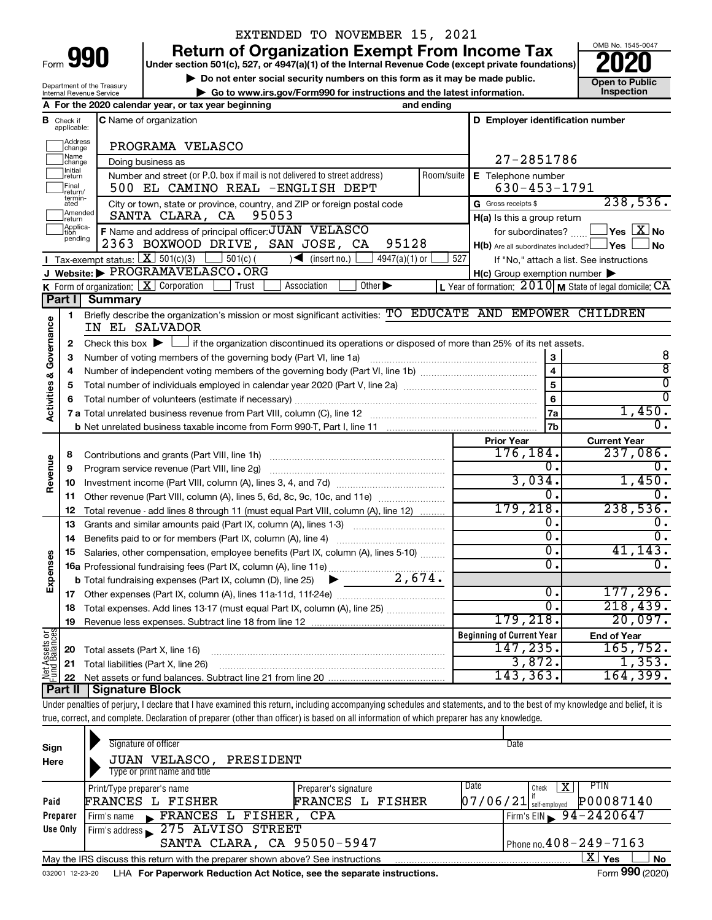EXTENDED TO NOVEMBER 15, 2021

# Form 990 — Return of Organization Exempt From Income Tax (2020)

Under section 501(c), 527, or 4947(a)(1) of the Internal Revenue Code (except private foundations)

▶ Do not enter social security numbers on this form as it may be made public.

▶ Go to www.irs.gov/Form990 for instructions and the latest information.

Department of the Treasury
Internal Revenue Service

OMB No. 1545-0047

**Open to Public Inspection**

**A** For the 2020 calendar year, or tax year beginning and ending

**B** Check if applicable: Address change, Name change, Initial return, Final return/terminated, Amended return, Application pending

**C** Name of organization: PROGRAMA VELASCO

Doing business as

Number and street (or P.O. box if mail is not delivered to street address): 500 EL CAMINO REAL -ENGLISH DEPT

Room/suite

City or town, state or province, country, and ZIP or foreign postal code: SANTA CLARA, CA 95053

**D** Employer identification number: 27-2851786

**E** Telephone number: 630-453-1791

**G** Gross receipts $ 238,536.

**F** Name and address of principal officer: JUAN VELASCO, 2363 BOXWOOD DRIVE, SAN JOSE, CA 95128

**H(a)** Is this a group return for subordinates? ☐ Yes ☒ No

**H(b)** Are all subordinates included? ☐ Yes ☐ No — If "No," attach a list. See instructions

**H(c)** Group exemption number ▶

**I** Tax-exempt status: ☒ 501(c)(3) ☐ 501(c) ( ) ◀ (insert no.) ☐ 4947(a)(1) or ☐ 527

**J** Website: ▶ PROGRAMAVELASCO.ORG

**K** Form of organization: ☒ Corporation ☐ Trust ☐ Association ☐ Other ▶

**L** Year of formation: 2010 **M** State of legal domicile: CA

## Part I Summary

### Activities & Governance

1 Briefly describe the organization's mission or most significant activities: TO EDUCATE AND EMPOWER CHILDREN IN EL SALVADOR

2 Check this box ▶ ☐ if the organization discontinued its operations or disposed of more than 25% of its net assets.

| Line | Description | No. | Value |
|---|---|---|---|
| 3 | Number of voting members of the governing body (Part VI, line 1a) | 3 | 8 |
| 4 | Number of independent voting members of the governing body (Part VI, line 1b) | 4 | 8 |
| 5 | Total number of individuals employed in calendar year 2020 (Part V, line 2a) | 5 | 0 |
| 6 | Total number of volunteers (estimate if necessary) | 6 | 0 |
| 7a | Total unrelated business revenue from Part VIII, column (C), line 12 | 7a | 1,450. |
| 7b | Net unrelated business taxable income from Form 990-T, Part I, line 11 | 7b | 0. |

### Revenue / Expenses

| Line | Description | Prior Year | Current Year |
|---|---|---|---|
| 8 | Contributions and grants (Part VIII, line 1h) | 176,184. | 237,086. |
| 9 | Program service revenue (Part VIII, line 2g) | 0. | 0. |
| 10 | Investment income (Part VIII, column (A), lines 3, 4, and 7d) | 3,034. | 1,450. |
| 11 | Other revenue (Part VIII, column (A), lines 5, 6d, 8c, 9c, 10c, and 11e) | 0. | 0. |
| 12 | Total revenue - add lines 8 through 11 (must equal Part VIII, column (A), line 12) | 179,218. | 238,536. |
| 13 | Grants and similar amounts paid (Part IX, column (A), lines 1-3) | 0. | 0. |
| 14 | Benefits paid to or for members (Part IX, column (A), line 4) | 0. | 0. |
| 15 | Salaries, other compensation, employee benefits (Part IX, column (A), lines 5-10) | 0. | 41,143. |
| 16a | Professional fundraising fees (Part IX, column (A), line 11e) | 0. | 0. |
| b | Total fundraising expenses (Part IX, column (D), line 25) ▶ 2,674. | | |
| 17 | Other expenses (Part IX, column (A), lines 11a-11d, 11f-24e) | 0. | 177,296. |
| 18 | Total expenses. Add lines 13-17 (must equal Part IX, column (A), line 25) | 0. | 218,439. |
| 19 | Revenue less expenses. Subtract line 18 from line 12 | 179,218. | 20,097. |

### Net Assets or Fund Balances

| Line | Description | Beginning of Current Year | End of Year |
|---|---|---|---|
| 20 | Total assets (Part X, line 16) | 147,235. | 165,752. |
| 21 | Total liabilities (Part X, line 26) | 3,872. | 1,353. |
| 22 | Net assets or fund balances. Subtract line 21 from line 20 | 143,363. | 164,399. |

## Part II Signature Block

Under penalties of perjury, I declare that I have examined this return, including accompanying schedules and statements, and to the best of my knowledge and belief, it is true, correct, and complete. Declaration of preparer (other than officer) is based on all information of which preparer has any knowledge.

**Sign Here**

Signature of officer | Date

JUAN VELASCO, PRESIDENT
Type or print name and title

**Paid Preparer Use Only**

| Print/Type preparer's name | Preparer's signature | Date | Check ☒ if self-employed | PTIN |
|---|---|---|---|---|
| FRANCES L FISHER | FRANCES L FISHER | 07/06/21 | X | P00087140 |

Firm's name ▶ FRANCES L FISHER, CPA — Firm's EIN ▶ 94-2420647

Firm's address ▶ 275 ALVISO STREET, SANTA CLARA, CA 95050-5947 — Phone no. 408-249-7163

May the IRS discuss this return with the preparer shown above? See instructions ☒ Yes ☐ No

032001 12-23-20 LHA For Paperwork Reduction Act Notice, see the separate instructions. Form **990** (2020)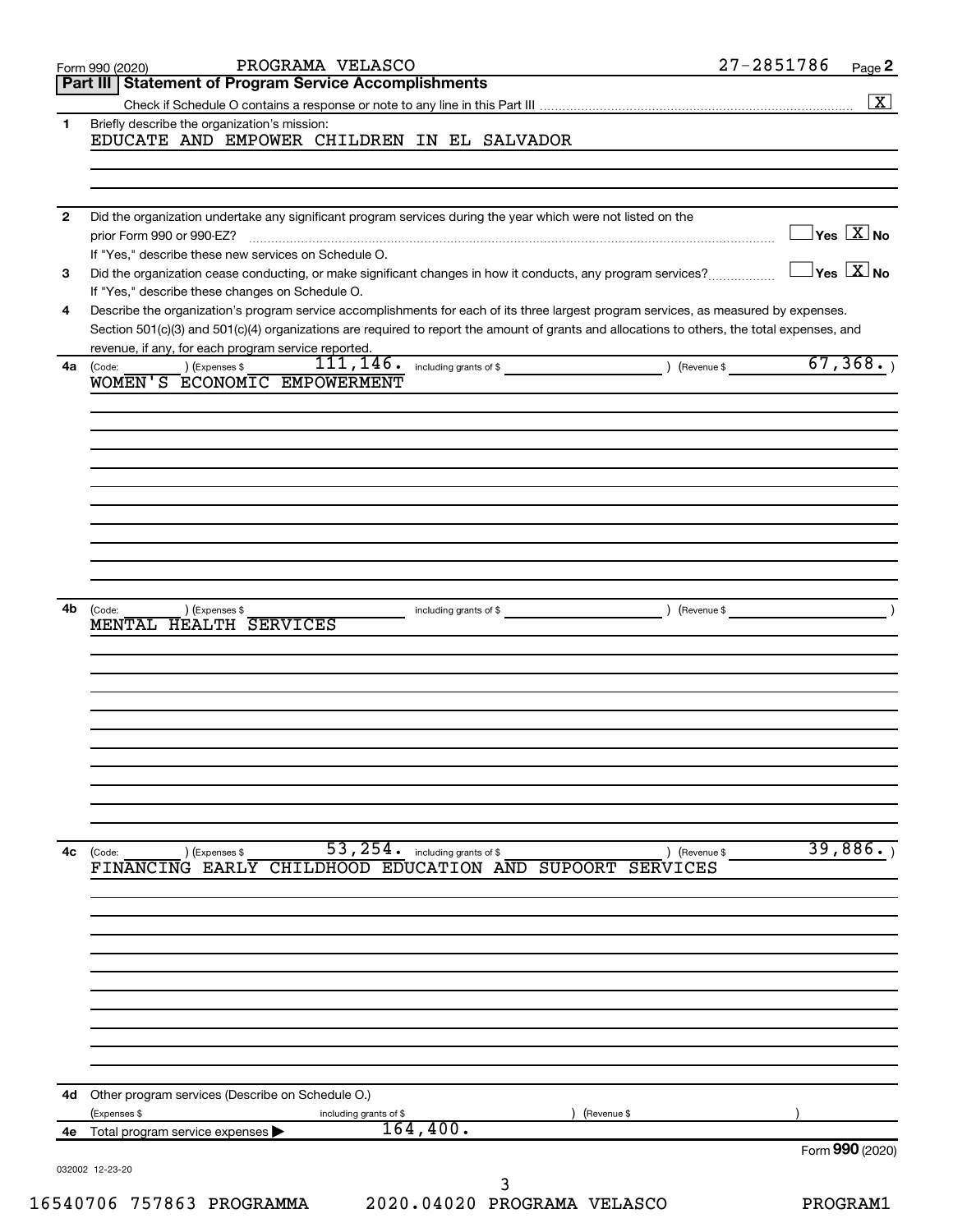Form 990 (2020) PROGRAMA VELASCO 27-2851786 Page 2

**Part III | Statement of Program Service Accomplishments**

Check if Schedule O contains a response or note to any line in this Part III .......... [X]

**1** Briefly describe the organization's mission:

EDUCATE AND EMPOWER CHILDREN IN EL SALVADOR

**2** Did the organization undertake any significant program services during the year which were not listed on the prior Form 990 or 990-EZ? .......... [ ] Yes [X] No

If "Yes," describe these new services on Schedule O.

**3** Did the organization cease conducting, or make significant changes in how it conducts, any program services? .......... [ ] Yes [X] No

If "Yes," describe these changes on Schedule O.

**4** Describe the organization's program service accomplishments for each of its three largest program services, as measured by expenses. Section 501(c)(3) and 501(c)(4) organizations are required to report the amount of grants and allocations to others, the total expenses, and revenue, if any, for each program service reported.

**4a** (Code: ) (Expenses $ 111,146. including grants of $ ) (Revenue $ 67,368. )

WOMEN'S ECONOMIC EMPOWERMENT

**4b** (Code: ) (Expenses $ including grants of $ ) (Revenue $ )

MENTAL HEALTH SERVICES

**4c** (Code: ) (Expenses $ 53,254. including grants of $ ) (Revenue $ 39,886. )

FINANCING EARLY CHILDHOOD EDUCATION AND SUPOORT SERVICES

**4d** Other program services (Describe on Schedule O.)

(Expenses $ including grants of $ ) (Revenue $ )

**4e** Total program service expenses ▶ 164,400.

Form **990** (2020)

032002 12-23-20

16540706 757863 PROGRAMMA 2020.04020 PROGRAMA VELASCO PROGRAM1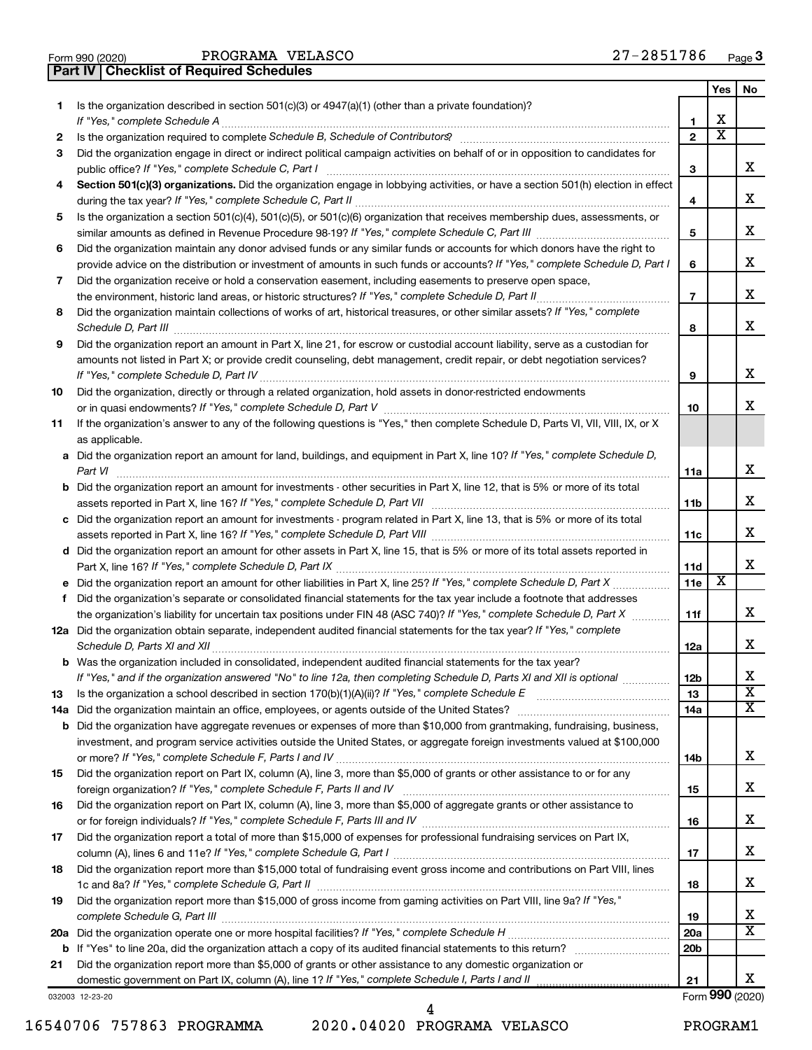Form 990 (2020) PROGRAMA VELASCO 27-2851786 Page **3**

**Part IV | Checklist of Required Schedules**

| | | | Yes | No |
|---|---|---|---|---|
| **1** | Is the organization described in section 501(c)(3) or 4947(a)(1) (other than a private foundation)? *If "Yes," complete Schedule A* | **1** | X | |
| **2** | Is the organization required to complete *Schedule B, Schedule of Contributors*? | **2** | X | |
| **3** | Did the organization engage in direct or indirect political campaign activities on behalf of or in opposition to candidates for public office? *If "Yes," complete Schedule C, Part I* | **3** | | X |
| **4** | **Section 501(c)(3) organizations.** Did the organization engage in lobbying activities, or have a section 501(h) election in effect during the tax year? *If "Yes," complete Schedule C, Part II* | **4** | | X |
| **5** | Is the organization a section 501(c)(4), 501(c)(5), or 501(c)(6) organization that receives membership dues, assessments, or similar amounts as defined in Revenue Procedure 98-19? *If "Yes," complete Schedule C, Part III* | **5** | | X |
| **6** | Did the organization maintain any donor advised funds or any similar funds or accounts for which donors have the right to provide advice on the distribution or investment of amounts in such funds or accounts? *If "Yes," complete Schedule D, Part I* | **6** | | X |
| **7** | Did the organization receive or hold a conservation easement, including easements to preserve open space, the environment, historic land areas, or historic structures? *If "Yes," complete Schedule D, Part II* | **7** | | X |
| **8** | Did the organization maintain collections of works of art, historical treasures, or other similar assets? *If "Yes," complete Schedule D, Part III* | **8** | | X |
| **9** | Did the organization report an amount in Part X, line 21, for escrow or custodial account liability, serve as a custodian for amounts not listed in Part X; or provide credit counseling, debt management, credit repair, or debt negotiation services? *If "Yes," complete Schedule D, Part IV* | **9** | | X |
| **10** | Did the organization, directly or through a related organization, hold assets in donor-restricted endowments or in quasi endowments? *If "Yes," complete Schedule D, Part V* | **10** | | X |
| **11** | If the organization's answer to any of the following questions is "Yes," then complete Schedule D, Parts VI, VII, VIII, IX, or X as applicable. | | | |
| **a** | Did the organization report an amount for land, buildings, and equipment in Part X, line 10? *If "Yes," complete Schedule D, Part VI* | **11a** | | X |
| **b** | Did the organization report an amount for investments - other securities in Part X, line 12, that is 5% or more of its total assets reported in Part X, line 16? *If "Yes," complete Schedule D, Part VII* | **11b** | | X |
| **c** | Did the organization report an amount for investments - program related in Part X, line 13, that is 5% or more of its total assets reported in Part X, line 16? *If "Yes," complete Schedule D, Part VIII* | **11c** | | X |
| **d** | Did the organization report an amount for other assets in Part X, line 15, that is 5% or more of its total assets reported in Part X, line 16? *If "Yes," complete Schedule D, Part IX* | **11d** | | X |
| **e** | Did the organization report an amount for other liabilities in Part X, line 25? *If "Yes," complete Schedule D, Part X* | **11e** | X | |
| **f** | Did the organization's separate or consolidated financial statements for the tax year include a footnote that addresses the organization's liability for uncertain tax positions under FIN 48 (ASC 740)? *If "Yes," complete Schedule D, Part X* | **11f** | | X |
| **12a** | Did the organization obtain separate, independent audited financial statements for the tax year? *If "Yes," complete Schedule D, Parts XI and XII* | **12a** | | X |
| **b** | Was the organization included in consolidated, independent audited financial statements for the tax year? *If "Yes," and if the organization answered "No" to line 12a, then completing Schedule D, Parts XI and XII is optional* | **12b** | | X |
| **13** | Is the organization a school described in section 170(b)(1)(A)(ii)? *If "Yes," complete Schedule E* | **13** | | X |
| **14a** | Did the organization maintain an office, employees, or agents outside of the United States? | **14a** | | X |
| **b** | Did the organization have aggregate revenues or expenses of more than $10,000 from grantmaking, fundraising, business, investment, and program service activities outside the United States, or aggregate foreign investments valued at $100,000 or more? *If "Yes," complete Schedule F, Parts I and IV* | **14b** | | X |
| **15** | Did the organization report on Part IX, column (A), line 3, more than $5,000 of grants or other assistance to or for any foreign organization? *If "Yes," complete Schedule F, Parts II and IV* | **15** | | X |
| **16** | Did the organization report on Part IX, column (A), line 3, more than $5,000 of aggregate grants or other assistance to or for foreign individuals? *If "Yes," complete Schedule F, Parts III and IV* | **16** | | X |
| **17** | Did the organization report a total of more than $15,000 of expenses for professional fundraising services on Part IX, column (A), lines 6 and 11e? *If "Yes," complete Schedule G, Part I* | **17** | | X |
| **18** | Did the organization report more than $15,000 total of fundraising event gross income and contributions on Part VIII, lines 1c and 8a? *If "Yes," complete Schedule G, Part II* | **18** | | X |
| **19** | Did the organization report more than $15,000 of gross income from gaming activities on Part VIII, line 9a? *If "Yes," complete Schedule G, Part III* | **19** | | X |
| **20a** | Did the organization operate one or more hospital facilities? *If "Yes," complete Schedule H* | **20a** | | X |
| **b** | If "Yes" to line 20a, did the organization attach a copy of its audited financial statements to this return? | **20b** | | |
| **21** | Did the organization report more than $5,000 of grants or other assistance to any domestic organization or domestic government on Part IX, column (A), line 1? *If "Yes," complete Schedule I, Parts I and II* | **21** | | X |

032003 12-23-20 Form **990** (2020)

16540706 757863 PROGRAMMA 2020.04020 PROGRAMA VELASCO PROGRAM1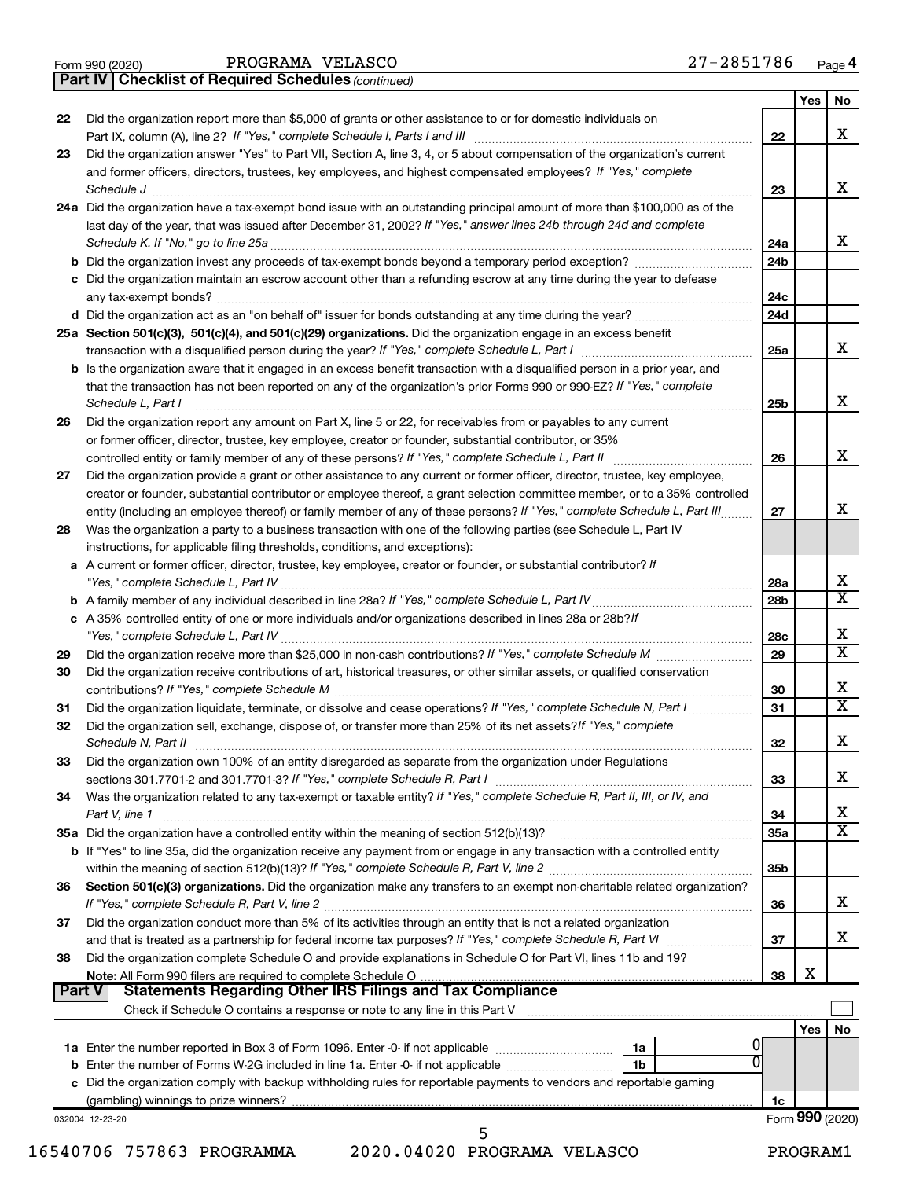Form 990 (2020) PROGRAMA VELASCO 27-2851786 Page 4

**Part IV | Checklist of Required Schedules** *(continued)*

| | | | Yes | No |
|---|---|---|---|---|
| 22 | Did the organization report more than $5,000 of grants or other assistance to or for domestic individuals on Part IX, column (A), line 2? *If "Yes," complete Schedule I, Parts I and III* | 22 | | X |
| 23 | Did the organization answer "Yes" to Part VII, Section A, line 3, 4, or 5 about compensation of the organization's current and former officers, directors, trustees, key employees, and highest compensated employees? *If "Yes," complete Schedule J* | 23 | | X |
| 24a | Did the organization have a tax-exempt bond issue with an outstanding principal amount of more than $100,000 as of the last day of the year, that was issued after December 31, 2002? *If "Yes," answer lines 24b through 24d and complete Schedule K. If "No," go to line 25a* | 24a | | X |
| b | Did the organization invest any proceeds of tax-exempt bonds beyond a temporary period exception? | 24b | | |
| c | Did the organization maintain an escrow account other than a refunding escrow at any time during the year to defease any tax-exempt bonds? | 24c | | |
| d | Did the organization act as an "on behalf of" issuer for bonds outstanding at any time during the year? | 24d | | |
| 25a | **Section 501(c)(3), 501(c)(4), and 501(c)(29) organizations.** Did the organization engage in an excess benefit transaction with a disqualified person during the year? *If "Yes," complete Schedule L, Part I* | 25a | | X |
| b | Is the organization aware that it engaged in an excess benefit transaction with a disqualified person in a prior year, and that the transaction has not been reported on any of the organization's prior Forms 990 or 990-EZ? *If "Yes," complete Schedule L, Part I* | 25b | | X |
| 26 | Did the organization report any amount on Part X, line 5 or 22, for receivables from or payables to any current or former officer, director, trustee, key employee, creator or founder, substantial contributor, or 35% controlled entity or family member of any of these persons? *If "Yes," complete Schedule L, Part II* | 26 | | X |
| 27 | Did the organization provide a grant or other assistance to any current or former officer, director, trustee, key employee, creator or founder, substantial contributor or employee thereof, a grant selection committee member, or to a 35% controlled entity (including an employee thereof) or family member of any of these persons? *If "Yes," complete Schedule L, Part III* | 27 | | X |
| 28 | Was the organization a party to a business transaction with one of the following parties (see Schedule L, Part IV instructions, for applicable filing thresholds, conditions, and exceptions): | | | |
| a | A current or former officer, director, trustee, key employee, creator or founder, or substantial contributor? *If "Yes," complete Schedule L, Part IV* | 28a | | X |
| b | A family member of any individual described in line 28a? *If "Yes," complete Schedule L, Part IV* | 28b | | X |
| c | A 35% controlled entity of one or more individuals and/or organizations described in lines 28a or 28b? *If "Yes," complete Schedule L, Part IV* | 28c | | X |
| 29 | Did the organization receive more than $25,000 in non-cash contributions? *If "Yes," complete Schedule M* | 29 | | X |
| 30 | Did the organization receive contributions of art, historical treasures, or other similar assets, or qualified conservation contributions? *If "Yes," complete Schedule M* | 30 | | X |
| 31 | Did the organization liquidate, terminate, or dissolve and cease operations? *If "Yes," complete Schedule N, Part I* | 31 | | X |
| 32 | Did the organization sell, exchange, dispose of, or transfer more than 25% of its net assets? *If "Yes," complete Schedule N, Part II* | 32 | | X |
| 33 | Did the organization own 100% of an entity disregarded as separate from the organization under Regulations sections 301.7701-2 and 301.7701-3? *If "Yes," complete Schedule R, Part I* | 33 | | X |
| 34 | Was the organization related to any tax-exempt or taxable entity? *If "Yes," complete Schedule R, Part II, III, or IV, and Part V, line 1* | 34 | | X |
| 35a | Did the organization have a controlled entity within the meaning of section 512(b)(13)? | 35a | | X |
| b | If "Yes" to line 35a, did the organization receive any payment from or engage in any transaction with a controlled entity within the meaning of section 512(b)(13)? *If "Yes," complete Schedule R, Part V, line 2* | 35b | | |
| 36 | **Section 501(c)(3) organizations.** Did the organization make any transfers to an exempt non-charitable related organization? *If "Yes," complete Schedule R, Part V, line 2* | 36 | | X |
| 37 | Did the organization conduct more than 5% of its activities through an entity that is not a related organization and that is treated as a partnership for federal income tax purposes? *If "Yes," complete Schedule R, Part VI* | 37 | | X |
| 38 | Did the organization complete Schedule O and provide explanations in Schedule O for Part VI, lines 11b and 19? **Note:** All Form 990 filers are required to complete Schedule O | 38 | X | |

**Part V | Statements Regarding Other IRS Filings and Tax Compliance**

Check if Schedule O contains a response or note to any line in this Part V ☐

| | | | | | Yes | No |
|---|---|---|---|---|---|---|
| 1a | Enter the number reported in Box 3 of Form 1096. Enter -0- if not applicable | 1a | 0 | | | |
| b | Enter the number of Forms W-2G included in line 1a. Enter -0- if not applicable | 1b | 0 | | | |
| c | Did the organization comply with backup withholding rules for reportable payments to vendors and reportable gaming (gambling) winnings to prize winners? | | | 1c | | |

032004 12-23-20 Form **990** (2020)

16540706 757863 PROGRAMMA 2020.04020 PROGRAMA VELASCO PROGRAM1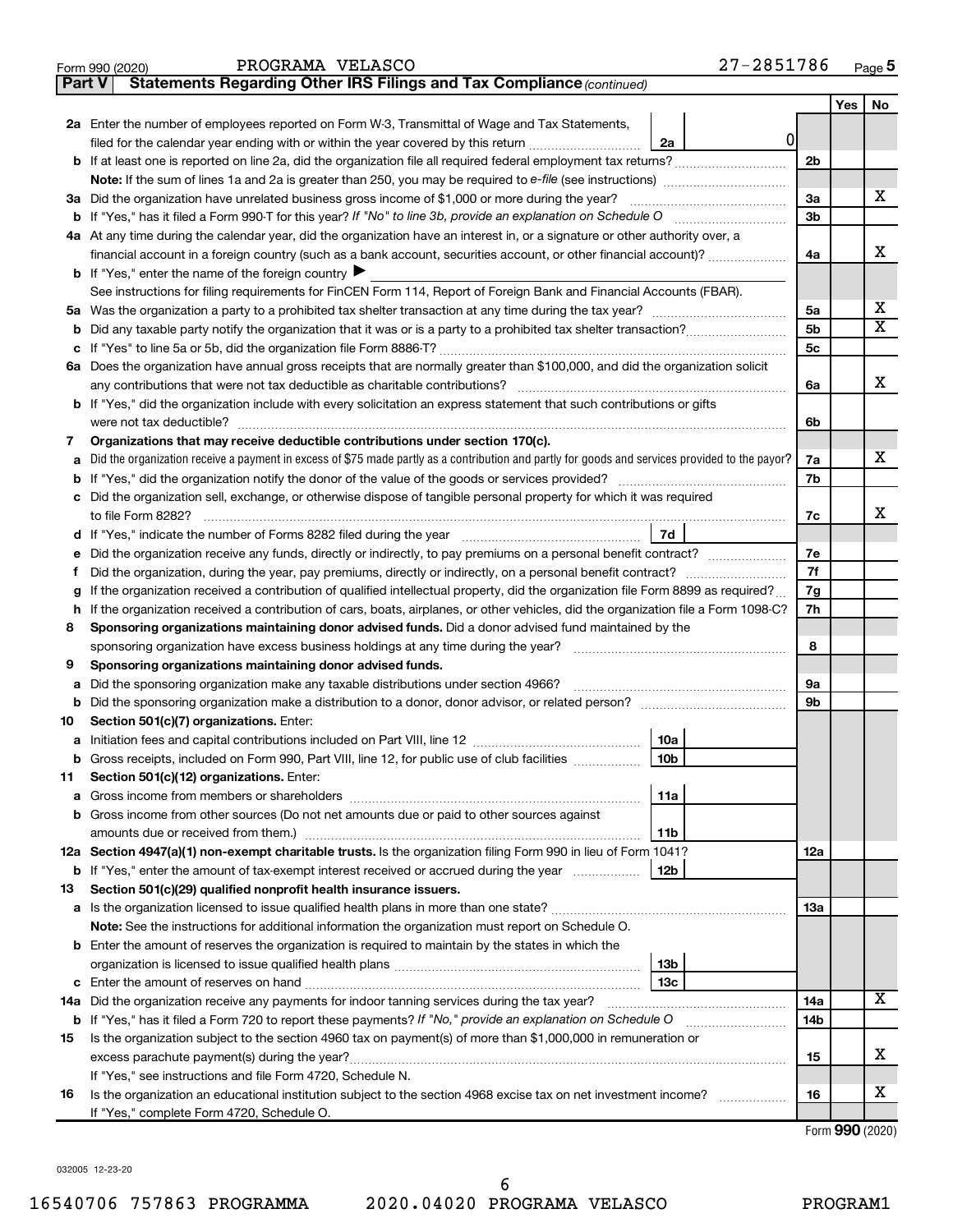Form 990 (2020) PROGRAMA VELASCO 27-2851786 Page 5

**Part V | Statements Regarding Other IRS Filings and Tax Compliance** *(continued)*

| | | | | Yes | No |
|---|---|---|---|---|---|
| **2a** | Enter the number of employees reported on Form W-3, Transmittal of Wage and Tax Statements, filed for the calendar year ending with or within the year covered by this return | 2a | 0 | | |
| **b** | If at least one is reported on line 2a, did the organization file all required federal employment tax returns? | | 2b | | |
| | **Note:** If the sum of lines 1a and 2a is greater than 250, you may be required to *e-file* (see instructions) | | | | |
| **3a** | Did the organization have unrelated business gross income of $1,000 or more during the year? | | 3a | | X |
| **b** | If "Yes," has it filed a Form 990-T for this year? *If "No" to line 3b, provide an explanation on Schedule O* | | 3b | | |
| **4a** | At any time during the calendar year, did the organization have an interest in, or a signature or other authority over, a financial account in a foreign country (such as a bank account, securities account, or other financial account)? | | 4a | | X |
| **b** | If "Yes," enter the name of the foreign country ▶ | | | | |
| | See instructions for filing requirements for FinCEN Form 114, Report of Foreign Bank and Financial Accounts (FBAR). | | | | |
| **5a** | Was the organization a party to a prohibited tax shelter transaction at any time during the tax year? | | 5a | | X |
| **b** | Did any taxable party notify the organization that it was or is a party to a prohibited tax shelter transaction? | | 5b | | X |
| **c** | If "Yes" to line 5a or 5b, did the organization file Form 8886-T? | | 5c | | |
| **6a** | Does the organization have annual gross receipts that are normally greater than $100,000, and did the organization solicit any contributions that were not tax deductible as charitable contributions? | | 6a | | X |
| **b** | If "Yes," did the organization include with every solicitation an express statement that such contributions or gifts were not tax deductible? | | 6b | | |
| **7** | **Organizations that may receive deductible contributions under section 170(c).** | | | | |
| **a** | Did the organization receive a payment in excess of $75 made partly as a contribution and partly for goods and services provided to the payor? | | 7a | | X |
| **b** | If "Yes," did the organization notify the donor of the value of the goods or services provided? | | 7b | | |
| **c** | Did the organization sell, exchange, or otherwise dispose of tangible personal property for which it was required to file Form 8282? | | 7c | | X |
| **d** | If "Yes," indicate the number of Forms 8282 filed during the year | 7d | | | |
| **e** | Did the organization receive any funds, directly or indirectly, to pay premiums on a personal benefit contract? | | 7e | | |
| **f** | Did the organization, during the year, pay premiums, directly or indirectly, on a personal benefit contract? | | 7f | | |
| **g** | If the organization received a contribution of qualified intellectual property, did the organization file Form 8899 as required? | | 7g | | |
| **h** | If the organization received a contribution of cars, boats, airplanes, or other vehicles, did the organization file a Form 1098-C? | | 7h | | |
| **8** | **Sponsoring organizations maintaining donor advised funds.** Did a donor advised fund maintained by the sponsoring organization have excess business holdings at any time during the year? | | 8 | | |
| **9** | **Sponsoring organizations maintaining donor advised funds.** | | | | |
| **a** | Did the sponsoring organization make any taxable distributions under section 4966? | | 9a | | |
| **b** | Did the sponsoring organization make a distribution to a donor, donor advisor, or related person? | | 9b | | |
| **10** | **Section 501(c)(7) organizations.** Enter: | | | | |
| **a** | Initiation fees and capital contributions included on Part VIII, line 12 | 10a | | | |
| **b** | Gross receipts, included on Form 990, Part VIII, line 12, for public use of club facilities | 10b | | | |
| **11** | **Section 501(c)(12) organizations.** Enter: | | | | |
| **a** | Gross income from members or shareholders | 11a | | | |
| **b** | Gross income from other sources (Do not net amounts due or paid to other sources against amounts due or received from them.) | 11b | | | |
| **12a** | **Section 4947(a)(1) non-exempt charitable trusts.** Is the organization filing Form 990 in lieu of Form 1041? | | 12a | | |
| **b** | If "Yes," enter the amount of tax-exempt interest received or accrued during the year | 12b | | | |
| **13** | **Section 501(c)(29) qualified nonprofit health insurance issuers.** | | | | |
| **a** | Is the organization licensed to issue qualified health plans in more than one state? | | 13a | | |
| | **Note:** See the instructions for additional information the organization must report on Schedule O. | | | | |
| **b** | Enter the amount of reserves the organization is required to maintain by the states in which the organization is licensed to issue qualified health plans | 13b | | | |
| **c** | Enter the amount of reserves on hand | 13c | | | |
| **14a** | Did the organization receive any payments for indoor tanning services during the tax year? | | 14a | | X |
| **b** | If "Yes," has it filed a Form 720 to report these payments? *If "No," provide an explanation on Schedule O* | | 14b | | |
| **15** | Is the organization subject to the section 4960 tax on payment(s) of more than $1,000,000 in remuneration or excess parachute payment(s) during the year? | | 15 | | X |
| | If "Yes," see instructions and file Form 4720, Schedule N. | | | | |
| **16** | Is the organization an educational institution subject to the section 4968 excise tax on net investment income? | | 16 | | X |
| | If "Yes," complete Form 4720, Schedule O. | | | | |

Form **990** (2020)

032005 12-23-20

16540706 757863 PROGRAMMA 2020.04020 PROGRAMA VELASCO PROGRAM1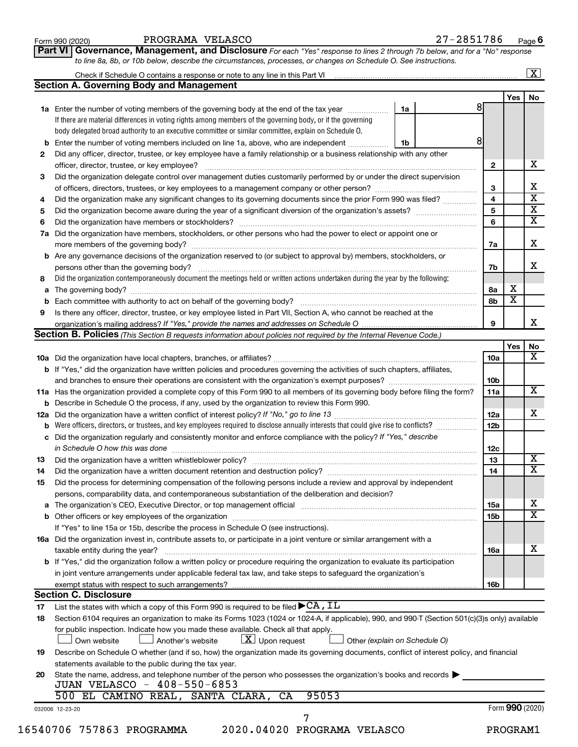Form 990 (2020) PROGRAMA VELASCO 27-2851786 Page **6**

**Part VI Governance, Management, and Disclosure** *For each "Yes" response to lines 2 through 7b below, and for a "No" response to line 8a, 8b, or 10b below, describe the circumstances, processes, or changes on Schedule O. See instructions.*

Check if Schedule O contains a response or note to any line in this Part VI ..... [X]

**Section A. Governing Body and Management**

| | | | | Yes | No |
|---|---|---|---|---|---|
| **1a** | Enter the number of voting members of the governing body at the end of the tax year ..... **1a** | 8 | | | |
| | If there are material differences in voting rights among members of the governing body, or if the governing body delegated broad authority to an executive committee or similar committee, explain on Schedule O. | | | | |
| **b** | Enter the number of voting members included on line 1a, above, who are independent ..... **1b** | 8 | | | |
| **2** | Did any officer, director, trustee, or key employee have a family relationship or a business relationship with any other officer, director, trustee, or key employee? | | **2** | | X |
| **3** | Did the organization delegate control over management duties customarily performed by or under the direct supervision of officers, directors, trustees, or key employees to a management company or other person? | | **3** | | X |
| **4** | Did the organization make any significant changes to its governing documents since the prior Form 990 was filed? | | **4** | | X |
| **5** | Did the organization become aware during the year of a significant diversion of the organization's assets? | | **5** | | X |
| **6** | Did the organization have members or stockholders? | | **6** | | X |
| **7a** | Did the organization have members, stockholders, or other persons who had the power to elect or appoint one or more members of the governing body? | | **7a** | | X |
| **b** | Are any governance decisions of the organization reserved to (or subject to approval by) members, stockholders, or persons other than the governing body? | | **7b** | | X |
| **8** | Did the organization contemporaneously document the meetings held or written actions undertaken during the year by the following: | | | | |
| **a** | The governing body? | | **8a** | X | |
| **b** | Each committee with authority to act on behalf of the governing body? | | **8b** | X | |
| **9** | Is there any officer, director, trustee, or key employee listed in Part VII, Section A, who cannot be reached at the organization's mailing address? *If "Yes," provide the names and addresses on Schedule O* | | **9** | | X |

**Section B. Policies** *(This Section B requests information about policies not required by the Internal Revenue Code.)*

| | | | Yes | No |
|---|---|---|---|---|
| **10a** | Did the organization have local chapters, branches, or affiliates? | **10a** | | X |
| **b** | If "Yes," did the organization have written policies and procedures governing the activities of such chapters, affiliates, and branches to ensure their operations are consistent with the organization's exempt purposes? | **10b** | | |
| **11a** | Has the organization provided a complete copy of this Form 990 to all members of its governing body before filing the form? | **11a** | | X |
| **b** | Describe in Schedule O the process, if any, used by the organization to review this Form 990. | | | |
| **12a** | Did the organization have a written conflict of interest policy? *If "No," go to line 13* | **12a** | | X |
| **b** | Were officers, directors, or trustees, and key employees required to disclose annually interests that could give rise to conflicts? | **12b** | | |
| **c** | Did the organization regularly and consistently monitor and enforce compliance with the policy? *If "Yes," describe in Schedule O how this was done* | **12c** | | |
| **13** | Did the organization have a written whistleblower policy? | **13** | | X |
| **14** | Did the organization have a written document retention and destruction policy? | **14** | | X |
| **15** | Did the process for determining compensation of the following persons include a review and approval by independent persons, comparability data, and contemporaneous substantiation of the deliberation and decision? | | | |
| **a** | The organization's CEO, Executive Director, or top management official | **15a** | | X |
| **b** | Other officers or key employees of the organization | **15b** | | X |
| | If "Yes" to line 15a or 15b, describe the process in Schedule O (see instructions). | | | |
| **16a** | Did the organization invest in, contribute assets to, or participate in a joint venture or similar arrangement with a taxable entity during the year? | **16a** | | X |
| **b** | If "Yes," did the organization follow a written policy or procedure requiring the organization to evaluate its participation in joint venture arrangements under applicable federal tax law, and take steps to safeguard the organization's exempt status with respect to such arrangements? | **16b** | | |

**Section C. Disclosure**

**17** List the states with which a copy of this Form 990 is required to be filed ▶ CA, IL

**18** Section 6104 requires an organization to make its Forms 1023 (1024 or 1024-A, if applicable), 990, and 990-T (Section 501(c)(3)s only) available for public inspection. Indicate how you made these available. Check all that apply.

[ ] Own website [ ] Another's website [X] Upon request [ ] Other *(explain on Schedule O)*

**19** Describe on Schedule O whether (and if so, how) the organization made its governing documents, conflict of interest policy, and financial statements available to the public during the tax year.

**20** State the name, address, and telephone number of the person who possesses the organization's books and records ▶

JUAN VELASCO - 408-550-6853
500 EL CAMINO REAL, SANTA CLARA, CA 95053

032006 12-23-20 Form **990** (2020)

16540706 757863 PROGRAMMA 2020.04020 PROGRAMA VELASCO PROGRAM1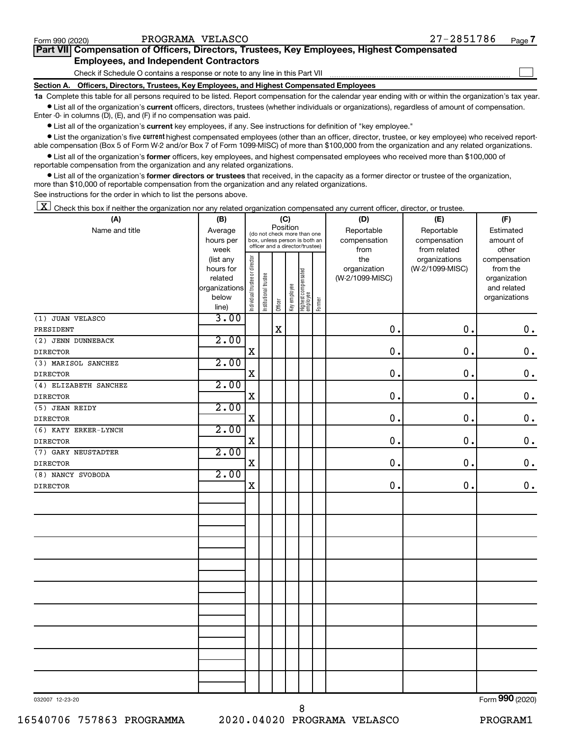Form 990 (2020) PROGRAMA VELASCO 27-2851786 Page 7

**Part VII Compensation of Officers, Directors, Trustees, Key Employees, Highest Compensated Employees, and Independent Contractors**

Check if Schedule O contains a response or note to any line in this Part VII ☐

**Section A. Officers, Directors, Trustees, Key Employees, and Highest Compensated Employees**

**1a** Complete this table for all persons required to be listed. Report compensation for the calendar year ending with or within the organization's tax year.

- List all of the organization's **current** officers, directors, trustees (whether individuals or organizations), regardless of amount of compensation. Enter -0- in columns (D), (E), and (F) if no compensation was paid.
- List all of the organization's **current** key employees, if any. See instructions for definition of "key employee."
- List the organization's five **current** highest compensated employees (other than an officer, director, trustee, or key employee) who received reportable compensation (Box 5 of Form W-2 and/or Box 7 of Form 1099-MISC) of more than $100,000 from the organization and any related organizations.
- List all of the organization's **former** officers, key employees, and highest compensated employees who received more than $100,000 of reportable compensation from the organization and any related organizations.
- List all of the organization's **former directors or trustees** that received, in the capacity as a former director or trustee of the organization, more than $10,000 of reportable compensation from the organization and any related organizations.

See instructions for the order in which to list the persons above.

☒ Check this box if neither the organization nor any related organization compensated any current officer, director, or trustee.

| (A) Name and title | (B) Average hours per week (list any hours for related organizations below line) | (C) Position: Individual trustee or director | Institutional trustee | Officer | Key employee | Highest compensated employee | Former | (D) Reportable compensation from the organization (W-2/1099-MISC) | (E) Reportable compensation from related organizations (W-2/1099-MISC) | (F) Estimated amount of other compensation from the organization and related organizations |
|---|---|---|---|---|---|---|---|---|---|---|
| (1) JUAN VELASCO<br>PRESIDENT | 3.00 | | | X | | | | 0. | 0. | 0. |
| (2) JENN DUNNEBACK<br>DIRECTOR | 2.00 | X | | | | | | 0. | 0. | 0. |
| (3) MARISOL SANCHEZ<br>DIRECTOR | 2.00 | X | | | | | | 0. | 0. | 0. |
| (4) ELIZABETH SANCHEZ<br>DIRECTOR | 2.00 | X | | | | | | 0. | 0. | 0. |
| (5) JEAN REIDY<br>DIRECTOR | 2.00 | X | | | | | | 0. | 0. | 0. |
| (6) KATY ERKER-LYNCH<br>DIRECTOR | 2.00 | X | | | | | | 0. | 0. | 0. |
| (7) GARY NEUSTADTER<br>DIRECTOR | 2.00 | X | | | | | | 0. | 0. | 0. |
| (8) NANCY SVOBODA<br>DIRECTOR | 2.00 | X | | | | | | 0. | 0. | 0. |

032007 12-23-20 Form **990** (2020)

16540706 757863 PROGRAMMA 2020.04020 PROGRAMA VELASCO PROGRAM1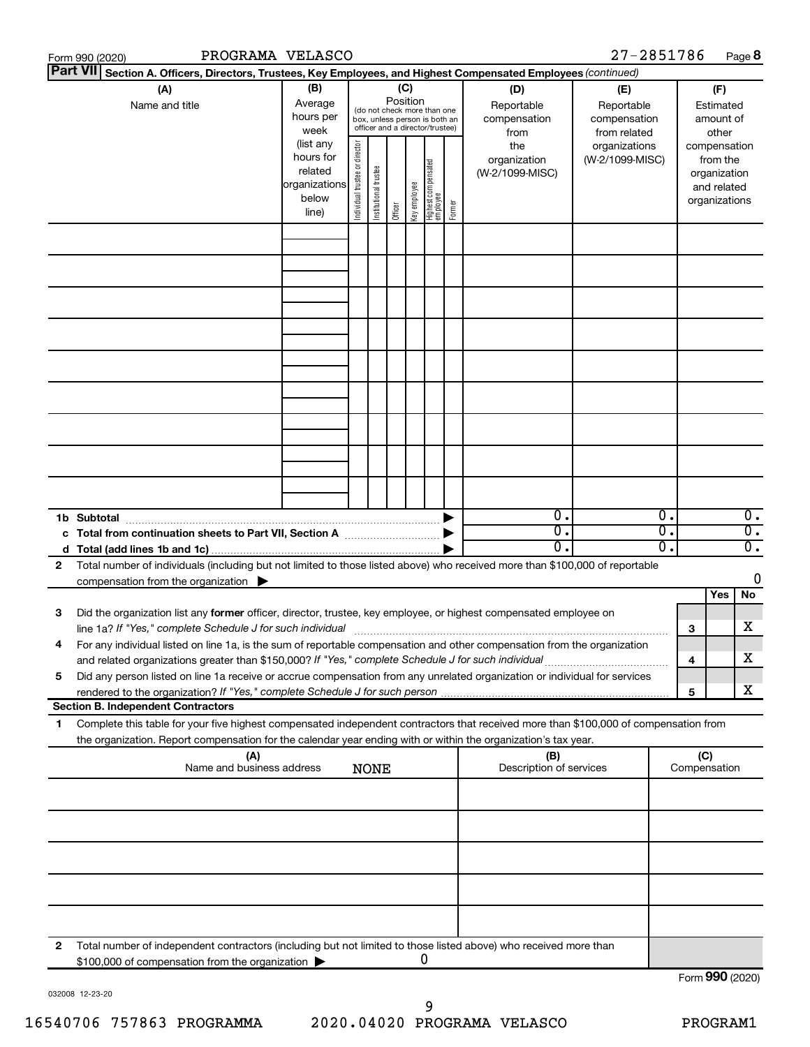Form 990 (2020) PROGRAMA VELASCO 27-2851786 Page **8**

**Part VII** **Section A. Officers, Directors, Trustees, Key Employees, and Highest Compensated Employees** *(continued)*

| (A) Name and title | (B) Average hours per week (list any hours for related organizations below line) | (C) Position (do not check more than one box, unless person is both an officer and a director/trustee) Individual trustee or director | Institutional trustee | Officer | Key employee | Highest compensated employee | Former | (D) Reportable compensation from the organization (W-2/1099-MISC) | (E) Reportable compensation from related organizations (W-2/1099-MISC) | (F) Estimated amount of other compensation from the organization and related organizations |
|---|---|---|---|---|---|---|---|---|---|---|
| | | | | | | | | | | |
| | | | | | | | | | | |
| | | | | | | | | | | |
| | | | | | | | | | | |
| | | | | | | | | | | |
| | | | | | | | | | | |
| | | | | | | | | | | |
| | | | | | | | | | | |
| | | | | | | | | | | |
| **1b Subtotal** | | | | | | | ▶ | 0. | 0. | 0. |
| **c Total from continuation sheets to Part VII, Section A** | | | | | | | ▶ | 0. | 0. | 0. |
| **d Total (add lines 1b and 1c)** | | | | | | | ▶ | 0. | 0. | 0. |

**2** Total number of individuals (including but not limited to those listed above) who received more than $100,000 of reportable compensation from the organization ▶ 0

| | | | Yes | No |
|---|---|---|---|---|
| **3** | Did the organization list any **former** officer, director, trustee, key employee, or highest compensated employee on line 1a? *If "Yes," complete Schedule J for such individual* | **3** | | X |
| **4** | For any individual listed on line 1a, is the sum of reportable compensation and other compensation from the organization and related organizations greater than $150,000? *If "Yes," complete Schedule J for such individual* | **4** | | X |
| **5** | Did any person listed on line 1a receive or accrue compensation from any unrelated organization or individual for services rendered to the organization? *If "Yes," complete Schedule J for such person* | **5** | | X |

**Section B. Independent Contractors**

**1** Complete this table for your five highest compensated independent contractors that received more than $100,000 of compensation from the organization. Report compensation for the calendar year ending with or within the organization's tax year.

| (A) Name and business address NONE | (B) Description of services | (C) Compensation |
|---|---|---|
| | | |
| | | |
| | | |
| | | |
| | | |

**2** Total number of independent contractors (including but not limited to those listed above) who received more than $100,000 of compensation from the organization ▶ 0

Form **990** (2020)

032008 12-23-20

16540706 757863 PROGRAMMA 2020.04020 PROGRAMA VELASCO PROGRAM1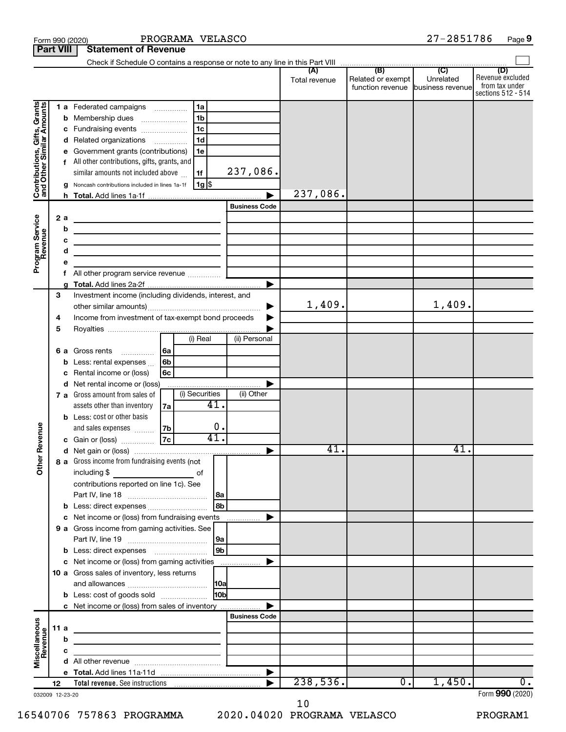Form 990 (2020) PROGRAMA VELASCO 27-2851786 Page 9

**Part VIII | Statement of Revenue**

Check if Schedule O contains a response or note to any line in this Part VIII ☐

| | | | | (A) Total revenue | (B) Related or exempt function revenue | (C) Unrelated business revenue | (D) Revenue excluded from tax under sections 512 - 514 |
|---|---|---|---|---|---|---|---|
| **Contributions, Gifts, Grants and Other Similar Amounts** | 1 a Federated campaigns | 1a | | | | | |
| | b Membership dues | 1b | | | | | |
| | c Fundraising events | 1c | | | | | |
| | d Related organizations | 1d | | | | | |
| | e Government grants (contributions) | 1e | | | | | |
| | f All other contributions, gifts, grants, and similar amounts not included above | 1f | 237,086. | | | | |
| | g Noncash contributions included in lines 1a-1f | 1g | $ | | | | |
| | h **Total.** Add lines 1a-1f | | ▶ | 237,086. | | | |
| **Program Service Revenue** | | | Business Code | | | | |
| | 2 a | | | | | | |
| | b | | | | | | |
| | c | | | | | | |
| | d | | | | | | |
| | e | | | | | | |
| | f All other program service revenue | | | | | | |
| | g **Total.** Add lines 2a-2f | | ▶ | | | | |
| **Other Revenue** | 3 Investment income (including dividends, interest, and other similar amounts) | | ▶ | 1,409. | | 1,409. | |
| | 4 Income from investment of tax-exempt bond proceeds | | ▶ | | | | |
| | 5 Royalties | | ▶ | | | | |
| | | (i) Real | (ii) Personal | | | | |
| | 6 a Gross rents (6a) | | | | | | |
| | b Less: rental expenses (6b) | | | | | | |
| | c Rental income or (loss) (6c) | | | | | | |
| | d Net rental income or (loss) | | ▶ | | | | |
| | | (i) Securities | (ii) Other | | | | |
| | 7 a Gross amount from sales of assets other than inventory (7a) | 41. | | | | | |
| | b Less: cost or other basis and sales expenses (7b) | 0. | | | | | |
| | c Gain or (loss) (7c) | 41. | | | | | |
| | d Net gain or (loss) | | ▶ | 41. | | 41. | |
| | 8 a Gross income from fundraising events (not including $ ______ of contributions reported on line 1c). See Part IV, line 18 | 8a | | | | | |
| | b Less: direct expenses | 8b | | | | | |
| | c Net income or (loss) from fundraising events | | ▶ | | | | |
| | 9 a Gross income from gaming activities. See Part IV, line 19 | 9a | | | | | |
| | b Less: direct expenses | 9b | | | | | |
| | c Net income or (loss) from gaming activities | | ▶ | | | | |
| | 10 a Gross sales of inventory, less returns and allowances | 10a | | | | | |
| | b Less: cost of goods sold | 10b | | | | | |
| | c Net income or (loss) from sales of inventory | | ▶ | | | | |
| **Miscellaneous Revenue** | | | Business Code | | | | |
| | 11 a | | | | | | |
| | b | | | | | | |
| | c | | | | | | |
| | d All other revenue | | | | | | |
| | e **Total.** Add lines 11a-11d | | ▶ | | | | |
| | 12 **Total revenue.** See instructions | | ▶ | 238,536. | 0. | 1,450. | 0. |

032009 12-23-20 Form **990** (2020)

16540706 757863 PROGRAMMA 2020.04020 PROGRAMA VELASCO PROGRAM1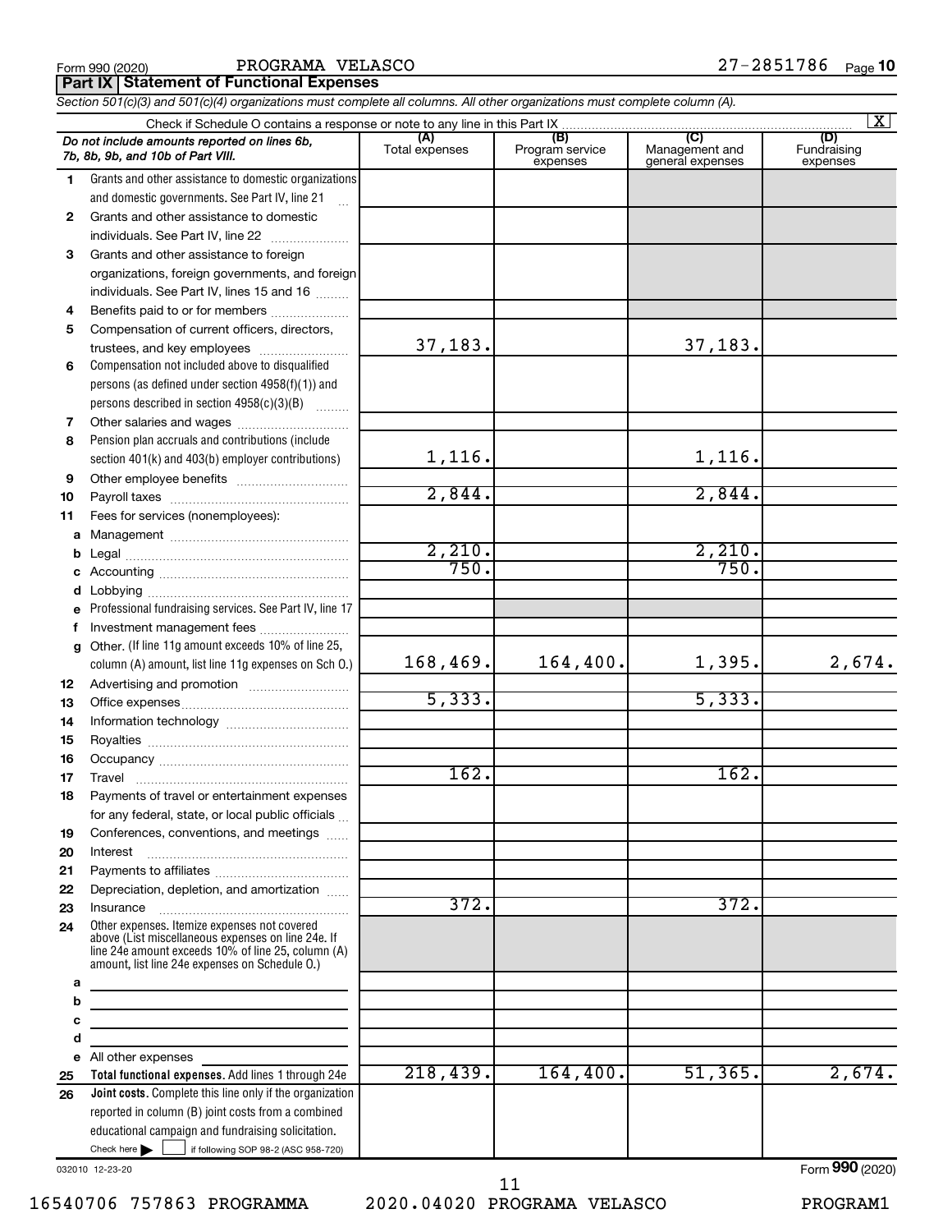Form 990 (2020) PROGRAMA VELASCO 27-2851786 Page 10

**Part IX | Statement of Functional Expenses**

*Section 501(c)(3) and 501(c)(4) organizations must complete all columns. All other organizations must complete column (A).*

Check if Schedule O contains a response or note to any line in this Part IX [X]

| *Do not include amounts reported on lines 6b, 7b, 8b, 9b, and 10b of Part VIII.* | (A) Total expenses | (B) Program service expenses | (C) Management and general expenses | (D) Fundraising expenses |
|---|---|---|---|---|
| 1 Grants and other assistance to domestic organizations and domestic governments. See Part IV, line 21 | | | | |
| 2 Grants and other assistance to domestic individuals. See Part IV, line 22 | | | | |
| 3 Grants and other assistance to foreign organizations, foreign governments, and foreign individuals. See Part IV, lines 15 and 16 | | | | |
| 4 Benefits paid to or for members | | | | |
| 5 Compensation of current officers, directors, trustees, and key employees | 37,183. | | 37,183. | |
| 6 Compensation not included above to disqualified persons (as defined under section 4958(f)(1)) and persons described in section 4958(c)(3)(B) | | | | |
| 7 Other salaries and wages | | | | |
| 8 Pension plan accruals and contributions (include section 401(k) and 403(b) employer contributions) | 1,116. | | 1,116. | |
| 9 Other employee benefits | | | | |
| 10 Payroll taxes | 2,844. | | 2,844. | |
| 11 Fees for services (nonemployees): | | | | |
| a Management | | | | |
| b Legal | 2,210. | | 2,210. | |
| c Accounting | 750. | | 750. | |
| d Lobbying | | | | |
| e Professional fundraising services. See Part IV, line 17 | | | | |
| f Investment management fees | | | | |
| g Other. (If line 11g amount exceeds 10% of line 25, column (A) amount, list line 11g expenses on Sch O.) | 168,469. | 164,400. | 1,395. | 2,674. |
| 12 Advertising and promotion | | | | |
| 13 Office expenses | 5,333. | | 5,333. | |
| 14 Information technology | | | | |
| 15 Royalties | | | | |
| 16 Occupancy | | | | |
| 17 Travel | 162. | | 162. | |
| 18 Payments of travel or entertainment expenses for any federal, state, or local public officials | | | | |
| 19 Conferences, conventions, and meetings | | | | |
| 20 Interest | | | | |
| 21 Payments to affiliates | | | | |
| 22 Depreciation, depletion, and amortization | | | | |
| 23 Insurance | 372. | | 372. | |
| 24 Other expenses. Itemize expenses not covered above (List miscellaneous expenses on line 24e. If line 24e amount exceeds 10% of line 25, column (A) amount, list line 24e expenses on Schedule O.) | | | | |
| a | | | | |
| b | | | | |
| c | | | | |
| d | | | | |
| e All other expenses | | | | |
| 25 **Total functional expenses.** Add lines 1 through 24e | 218,439. | 164,400. | 51,365. | 2,674. |
| 26 **Joint costs.** Complete this line only if the organization reported in column (B) joint costs from a combined educational campaign and fundraising solicitation. Check here [ ] if following SOP 98-2 (ASC 958-720) | | | | |

032010 12-23-20

Form **990** (2020)

16540706 757863 PROGRAMMA 2020.04020 PROGRAMA VELASCO PROGRAM1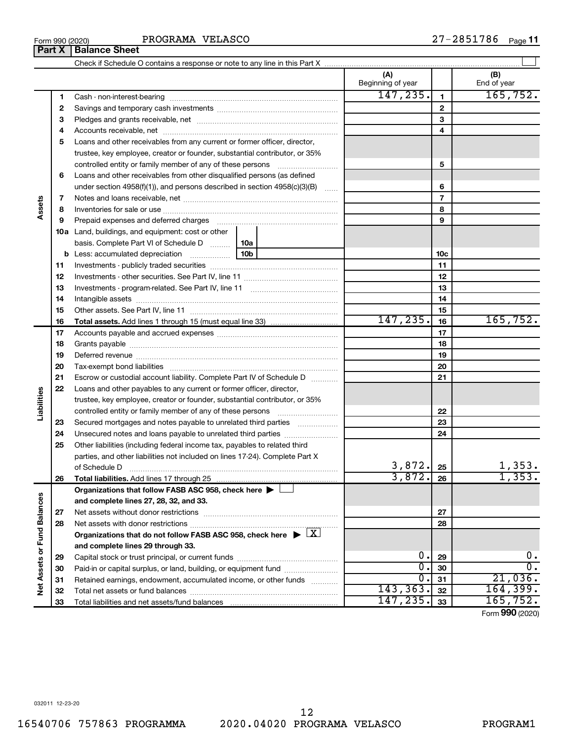Form 990 (2020) PROGRAMA VELASCO 27-2851786 Page 11

**Part X | Balance Sheet**

Check if Schedule O contains a response or note to any line in this Part X ☐

| | | | (A) Beginning of year | | (B) End of year |
|---|---|---|---|---|---|
| Assets | 1 | Cash - non-interest-bearing | 147,235. | 1 | 165,752. |
| | 2 | Savings and temporary cash investments | | 2 | |
| | 3 | Pledges and grants receivable, net | | 3 | |
| | 4 | Accounts receivable, net | | 4 | |
| | 5 | Loans and other receivables from any current or former officer, director, trustee, key employee, creator or founder, substantial contributor, or 35% controlled entity or family member of any of these persons | | 5 | |
| | 6 | Loans and other receivables from other disqualified persons (as defined under section 4958(f)(1)), and persons described in section 4958(c)(3)(B) | | 6 | |
| | 7 | Notes and loans receivable, net | | 7 | |
| | 8 | Inventories for sale or use | | 8 | |
| | 9 | Prepaid expenses and deferred charges | | 9 | |
| | 10a | Land, buildings, and equipment: cost or other basis. Complete Part VI of Schedule D 10a | | | |
| | b | Less: accumulated depreciation 10b | | 10c | |
| | 11 | Investments - publicly traded securities | | 11 | |
| | 12 | Investments - other securities. See Part IV, line 11 | | 12 | |
| | 13 | Investments - program-related. See Part IV, line 11 | | 13 | |
| | 14 | Intangible assets | | 14 | |
| | 15 | Other assets. See Part IV, line 11 | | 15 | |
| | 16 | **Total assets.** Add lines 1 through 15 (must equal line 33) | 147,235. | 16 | 165,752. |
| Liabilities | 17 | Accounts payable and accrued expenses | | 17 | |
| | 18 | Grants payable | | 18 | |
| | 19 | Deferred revenue | | 19 | |
| | 20 | Tax-exempt bond liabilities | | 20 | |
| | 21 | Escrow or custodial account liability. Complete Part IV of Schedule D | | 21 | |
| | 22 | Loans and other payables to any current or former officer, director, trustee, key employee, creator or founder, substantial contributor, or 35% controlled entity or family member of any of these persons | | 22 | |
| | 23 | Secured mortgages and notes payable to unrelated third parties | | 23 | |
| | 24 | Unsecured notes and loans payable to unrelated third parties | | 24 | |
| | 25 | Other liabilities (including federal income tax, payables to related third parties, and other liabilities not included on lines 17-24). Complete Part X of Schedule D | 3,872. | 25 | 1,353. |
| | 26 | **Total liabilities.** Add lines 17 through 25 | 3,872. | 26 | 1,353. |
| Net Assets or Fund Balances | | **Organizations that follow FASB ASC 958, check here** ☐ **and complete lines 27, 28, 32, and 33.** | | | |
| | 27 | Net assets without donor restrictions | | 27 | |
| | 28 | Net assets with donor restrictions | | 28 | |
| | | **Organizations that do not follow FASB ASC 958, check here** ☒ **and complete lines 29 through 33.** | | | |
| | 29 | Capital stock or trust principal, or current funds | 0. | 29 | 0. |
| | 30 | Paid-in or capital surplus, or land, building, or equipment fund | 0. | 30 | 0. |
| | 31 | Retained earnings, endowment, accumulated income, or other funds | 0. | 31 | 21,036. |
| | 32 | Total net assets or fund balances | 143,363. | 32 | 164,399. |
| | 33 | Total liabilities and net assets/fund balances | 147,235. | 33 | 165,752. |

Form **990** (2020)

032011 12-23-20

16540706 757863 PROGRAMMA 2020.04020 PROGRAMA VELASCO PROGRAM1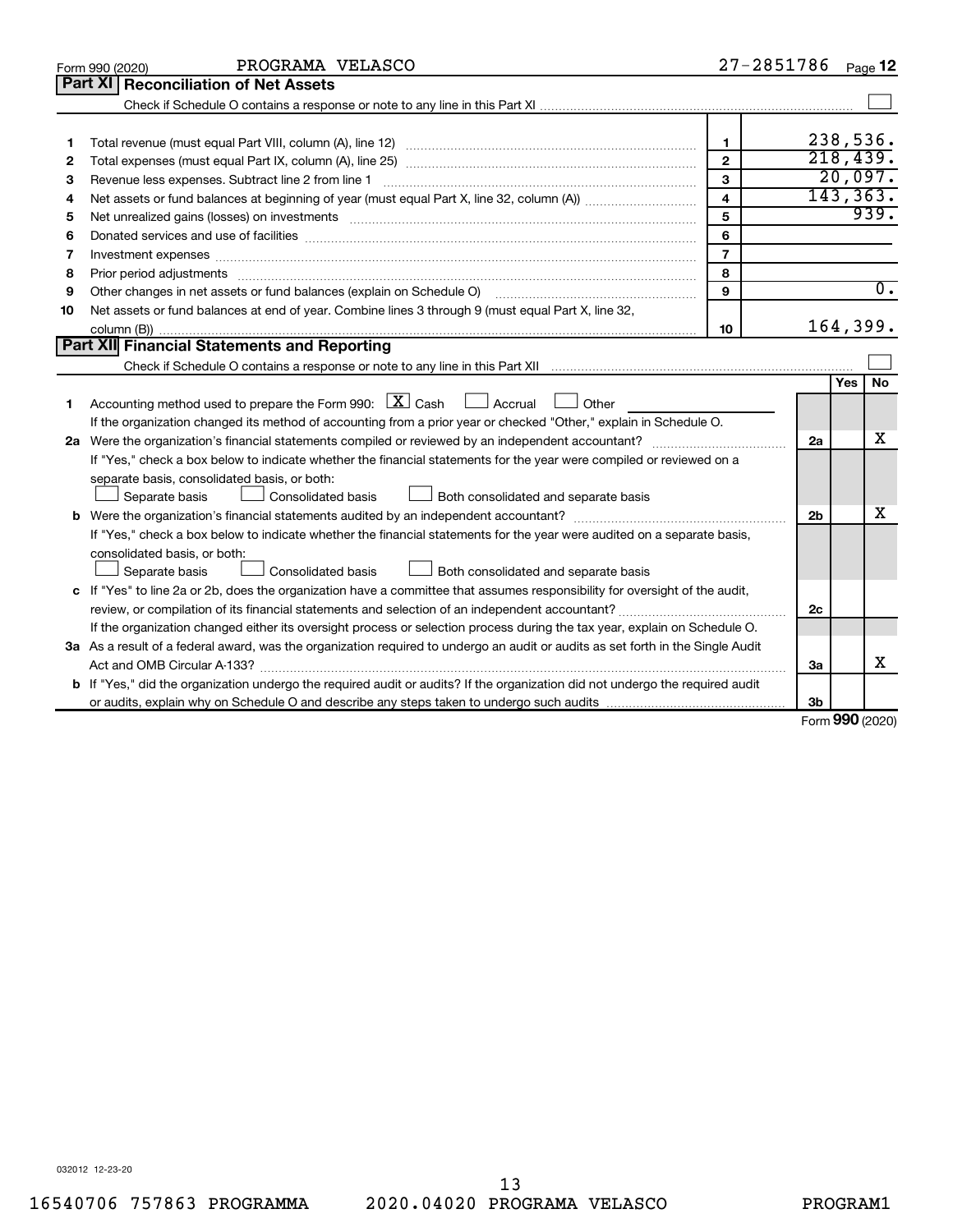Form 990 (2020) PROGRAMA VELASCO 27-2851786 Page 12

## Part XI Reconciliation of Net Assets

Check if Schedule O contains a response or note to any line in this Part XI ☐

| | | | |
|---|---|---|---|
| 1 | Total revenue (must equal Part VIII, column (A), line 12) | 1 | 238,536. |
| 2 | Total expenses (must equal Part IX, column (A), line 25) | 2 | 218,439. |
| 3 | Revenue less expenses. Subtract line 2 from line 1 | 3 | 20,097. |
| 4 | Net assets or fund balances at beginning of year (must equal Part X, line 32, column (A)) | 4 | 143,363. |
| 5 | Net unrealized gains (losses) on investments | 5 | 939. |
| 6 | Donated services and use of facilities | 6 | |
| 7 | Investment expenses | 7 | |
| 8 | Prior period adjustments | 8 | |
| 9 | Other changes in net assets or fund balances (explain on Schedule O) | 9 | 0. |
| 10 | Net assets or fund balances at end of year. Combine lines 3 through 9 (must equal Part X, line 32, column (B)) | 10 | 164,399. |

## Part XII Financial Statements and Reporting

Check if Schedule O contains a response or note to any line in this Part XII ☐

| | | | Yes | No |
|---|---|---|---|---|
| 1 | Accounting method used to prepare the Form 990: ☒ Cash ☐ Accrual ☐ Other<br>If the organization changed its method of accounting from a prior year or checked "Other," explain in Schedule O. | | | |
| 2a | Were the organization's financial statements compiled or reviewed by an independent accountant? | 2a | | X |
| | If "Yes," check a box below to indicate whether the financial statements for the year were compiled or reviewed on a separate basis, consolidated basis, or both:<br>☐ Separate basis ☐ Consolidated basis ☐ Both consolidated and separate basis | | | |
| b | Were the organization's financial statements audited by an independent accountant? | 2b | | X |
| | If "Yes," check a box below to indicate whether the financial statements for the year were audited on a separate basis, consolidated basis, or both:<br>☐ Separate basis ☐ Consolidated basis ☐ Both consolidated and separate basis | | | |
| c | If "Yes" to line 2a or 2b, does the organization have a committee that assumes responsibility for oversight of the audit, review, or compilation of its financial statements and selection of an independent accountant? | 2c | | |
| | If the organization changed either its oversight process or selection process during the tax year, explain on Schedule O. | | | |
| 3a | As a result of a federal award, was the organization required to undergo an audit or audits as set forth in the Single Audit Act and OMB Circular A-133? | 3a | | X |
| b | If "Yes," did the organization undergo the required audit or audits? If the organization did not undergo the required audit or audits, explain why on Schedule O and describe any steps taken to undergo such audits | 3b | | |

Form **990** (2020)

032012 12-23-20

16540706 757863 PROGRAMMA 2020.04020 PROGRAMA VELASCO PROGRAM1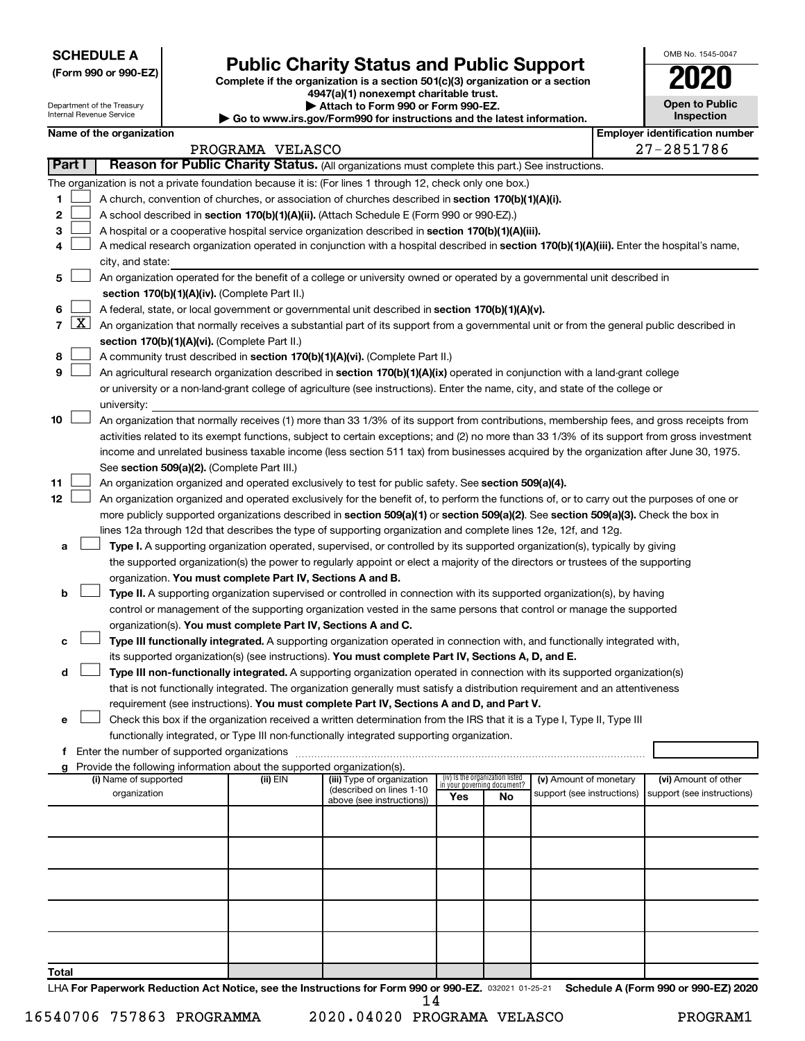**SCHEDULE A**
**(Form 990 or 990-EZ)**

Department of the Treasury
Internal Revenue Service

# Public Charity Status and Public Support

**Complete if the organization is a section 501(c)(3) organization or a section 4947(a)(1) nonexempt charitable trust.**
**▶ Attach to Form 990 or Form 990-EZ.**
**▶ Go to www.irs.gov/Form990 for instructions and the latest information.**

OMB No. 1545-0047
**2020**
**Open to Public Inspection**

**Name of the organization:** PROGRAMA VELASCO
**Employer identification number:** 27-2851786

**Part I** **Reason for Public Charity Status.** (All organizations must complete this part.) See instructions.

The organization is not a private foundation because it is: (For lines 1 through 12, check only one box.)

1 ☐ A church, convention of churches, or association of churches described in **section 170(b)(1)(A)(i).**
2 ☐ A school described in **section 170(b)(1)(A)(ii).** (Attach Schedule E (Form 990 or 990-EZ).)
3 ☐ A hospital or a cooperative hospital service organization described in **section 170(b)(1)(A)(iii).**
4 ☐ A medical research organization operated in conjunction with a hospital described in **section 170(b)(1)(A)(iii).** Enter the hospital's name, city, and state:
5 ☐ An organization operated for the benefit of a college or university owned or operated by a governmental unit described in **section 170(b)(1)(A)(iv).** (Complete Part II.)
6 ☐ A federal, state, or local government or governmental unit described in **section 170(b)(1)(A)(v).**
7 ☒ An organization that normally receives a substantial part of its support from a governmental unit or from the general public described in **section 170(b)(1)(A)(vi).** (Complete Part II.)
8 ☐ A community trust described in **section 170(b)(1)(A)(vi).** (Complete Part II.)
9 ☐ An agricultural research organization described in **section 170(b)(1)(A)(ix)** operated in conjunction with a land-grant college or university or a non-land-grant college of agriculture (see instructions). Enter the name, city, and state of the college or university:
10 ☐ An organization that normally receives (1) more than 33 1/3% of its support from contributions, membership fees, and gross receipts from activities related to its exempt functions, subject to certain exceptions; and (2) no more than 33 1/3% of its support from gross investment income and unrelated business taxable income (less section 511 tax) from businesses acquired by the organization after June 30, 1975. See **section 509(a)(2).** (Complete Part III.)
11 ☐ An organization organized and operated exclusively to test for public safety. See **section 509(a)(4).**
12 ☐ An organization organized and operated exclusively for the benefit of, to perform the functions of, or to carry out the purposes of one or more publicly supported organizations described in **section 509(a)(1)** or **section 509(a)(2)**. See **section 509(a)(3).** Check the box in lines 12a through 12d that describes the type of supporting organization and complete lines 12e, 12f, and 12g.

a ☐ **Type I.** A supporting organization operated, supervised, or controlled by its supported organization(s), typically by giving the supported organization(s) the power to regularly appoint or elect a majority of the directors or trustees of the supporting organization. **You must complete Part IV, Sections A and B.**
b ☐ **Type II.** A supporting organization supervised or controlled in connection with its supported organization(s), by having control or management of the supporting organization vested in the same persons that control or manage the supported organization(s). **You must complete Part IV, Sections A and C.**
c ☐ **Type III functionally integrated.** A supporting organization operated in connection with, and functionally integrated with, its supported organization(s) (see instructions). **You must complete Part IV, Sections A, D, and E.**
d ☐ **Type III non-functionally integrated.** A supporting organization operated in connection with its supported organization(s) that is not functionally integrated. The organization generally must satisfy a distribution requirement and an attentiveness requirement (see instructions). **You must complete Part IV, Sections A and D, and Part V.**
e ☐ Check this box if the organization received a written determination from the IRS that it is a Type I, Type II, Type III functionally integrated, or Type III non-functionally integrated supporting organization.
f Enter the number of supported organizations
g Provide the following information about the supported organization(s).

| (i) Name of supported organization | (ii) EIN | (iii) Type of organization (described on lines 1-10 above (see instructions)) | (iv) Is the organization listed in your governing document? Yes | No | (v) Amount of monetary support (see instructions) | (vi) Amount of other support (see instructions) |
|---|---|---|---|---|---|---|
| | | | | | | |
| | | | | | | |
| | | | | | | |
| | | | | | | |
| | | | | | | |
| **Total** | | | | | | |

LHA **For Paperwork Reduction Act Notice, see the Instructions for Form 990 or 990-EZ.** 032021 01-25-21 **Schedule A (Form 990 or 990-EZ) 2020**

16540706 757863 PROGRAMMA 2020.04020 PROGRAMA VELASCO PROGRAM1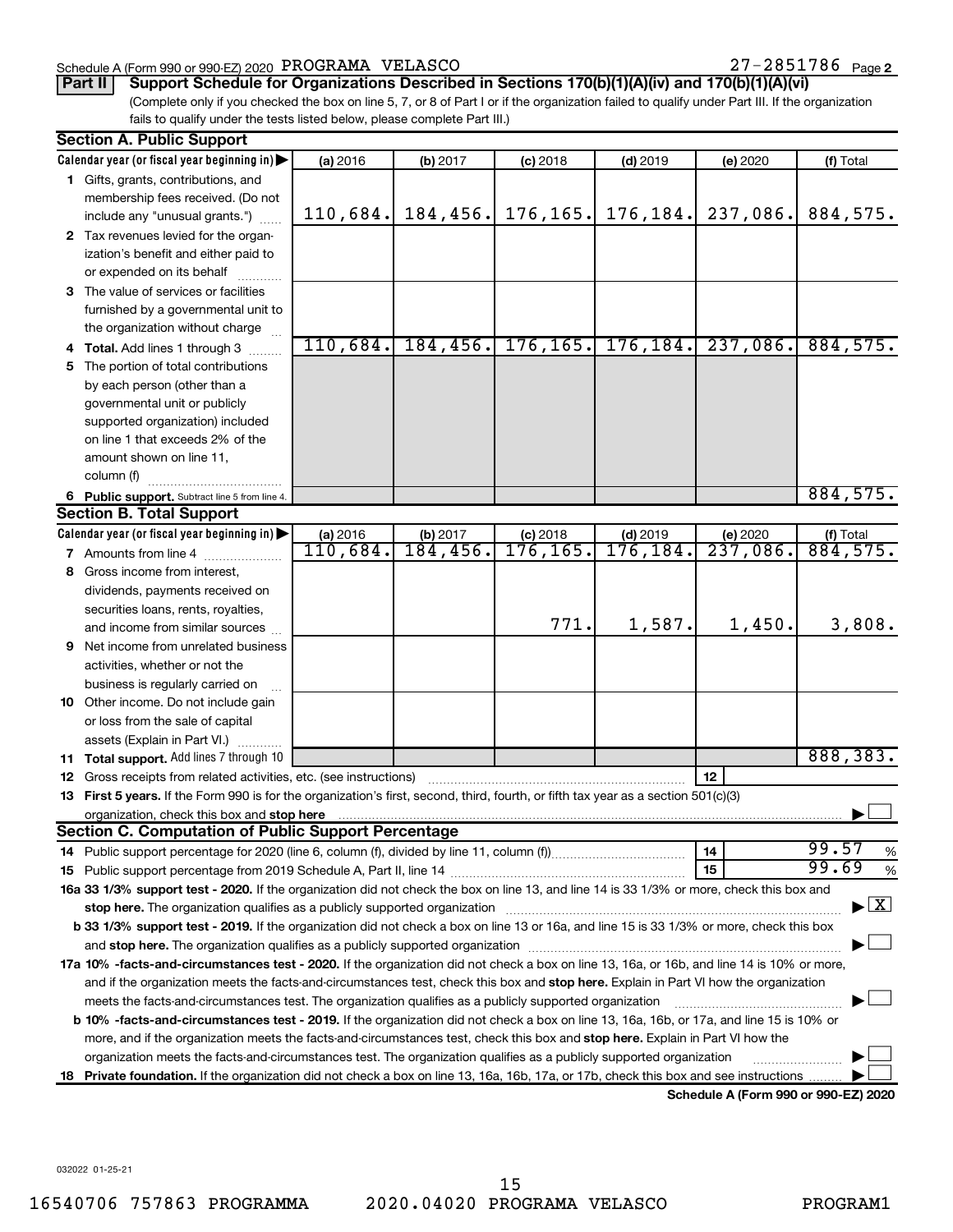Schedule A (Form 990 or 990-EZ) 2020 PROGRAMA VELASCO 27-2851786 Page 2

**Part II** **Support Schedule for Organizations Described in Sections 170(b)(1)(A)(iv) and 170(b)(1)(A)(vi)**

(Complete only if you checked the box on line 5, 7, or 8 of Part I or if the organization failed to qualify under Part III. If the organization fails to qualify under the tests listed below, please complete Part III.)

**Section A. Public Support**

| Calendar year (or fiscal year beginning in) ▶ | (a) 2016 | (b) 2017 | (c) 2018 | (d) 2019 | (e) 2020 | (f) Total |
|---|---|---|---|---|---|---|
| 1 Gifts, grants, contributions, and membership fees received. (Do not include any "unusual grants.") | 110,684. | 184,456. | 176,165. | 176,184. | 237,086. | 884,575. |
| 2 Tax revenues levied for the organization's benefit and either paid to or expended on its behalf | | | | | | |
| 3 The value of services or facilities furnished by a governmental unit to the organization without charge | | | | | | |
| 4 Total. Add lines 1 through 3 | 110,684. | 184,456. | 176,165. | 176,184. | 237,086. | 884,575. |
| 5 The portion of total contributions by each person (other than a governmental unit or publicly supported organization) included on line 1 that exceeds 2% of the amount shown on line 11, column (f) | | | | | | |
| 6 Public support. Subtract line 5 from line 4. | | | | | | 884,575. |

**Section B. Total Support**

| Calendar year (or fiscal year beginning in) ▶ | (a) 2016 | (b) 2017 | (c) 2018 | (d) 2019 | (e) 2020 | (f) Total |
|---|---|---|---|---|---|---|
| 7 Amounts from line 4 | 110,684. | 184,456. | 176,165. | 176,184. | 237,086. | 884,575. |
| 8 Gross income from interest, dividends, payments received on securities loans, rents, royalties, and income from similar sources | | | 771. | 1,587. | 1,450. | 3,808. |
| 9 Net income from unrelated business activities, whether or not the business is regularly carried on | | | | | | |
| 10 Other income. Do not include gain or loss from the sale of capital assets (Explain in Part VI.) | | | | | | |
| 11 Total support. Add lines 7 through 10 | | | | | | 888,383. |

12 Gross receipts from related activities, etc. (see instructions) | 12 |

13 **First 5 years.** If the Form 990 is for the organization's first, second, third, fourth, or fifth tax year as a section 501(c)(3) organization, check this box and **stop here** ▶ ☐

**Section C. Computation of Public Support Percentage**

14 Public support percentage for 2020 (line 6, column (f), divided by line 11, column (f)) | 14 | 99.57 %

15 Public support percentage from 2019 Schedule A, Part II, line 14 | 15 | 99.69 %

**16a 33 1/3% support test - 2020.** If the organization did not check the box on line 13, and line 14 is 33 1/3% or more, check this box and **stop here.** The organization qualifies as a publicly supported organization ▶ ☒

**b 33 1/3% support test - 2019.** If the organization did not check a box on line 13 or 16a, and line 15 is 33 1/3% or more, check this box and **stop here.** The organization qualifies as a publicly supported organization ▶ ☐

**17a 10% -facts-and-circumstances test - 2020.** If the organization did not check a box on line 13, 16a, or 16b, and line 14 is 10% or more, and if the organization meets the facts-and-circumstances test, check this box and **stop here.** Explain in Part VI how the organization meets the facts-and-circumstances test. The organization qualifies as a publicly supported organization ▶ ☐

**b 10% -facts-and-circumstances test - 2019.** If the organization did not check a box on line 13, 16a, 16b, or 17a, and line 15 is 10% or more, and if the organization meets the facts-and-circumstances test, check this box and **stop here.** Explain in Part VI how the organization meets the facts-and-circumstances test. The organization qualifies as a publicly supported organization ▶ ☐

**18 Private foundation.** If the organization did not check a box on line 13, 16a, 16b, 17a, or 17b, check this box and see instructions ▶ ☐

**Schedule A (Form 990 or 990-EZ) 2020**

032022 01-25-21

16540706 757863 PROGRAMMA 2020.04020 PROGRAMA VELASCO PROGRAM1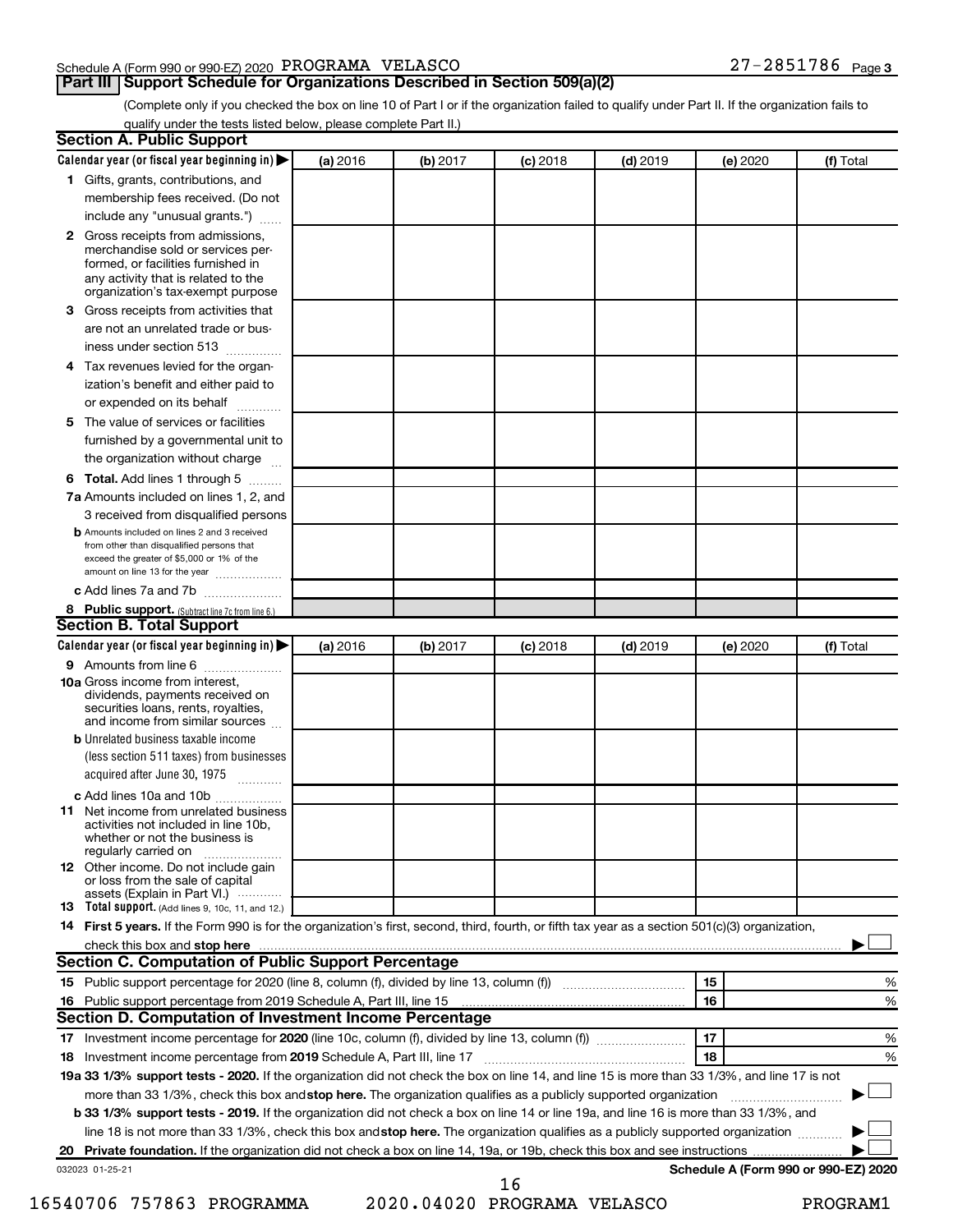Schedule A (Form 990 or 990-EZ) 2020 PROGRAMA VELASCO 27-2851786 Page 3

## Part III Support Schedule for Organizations Described in Section 509(a)(2)

(Complete only if you checked the box on line 10 of Part I or if the organization failed to qualify under Part II. If the organization fails to qualify under the tests listed below, please complete Part II.)

### Section A. Public Support

| Calendar year (or fiscal year beginning in) ▶ | (a) 2016 | (b) 2017 | (c) 2018 | (d) 2019 | (e) 2020 | (f) Total |
|---|---|---|---|---|---|---|
| **1** Gifts, grants, contributions, and membership fees received. (Do not include any "unusual grants.") | | | | | | |
| **2** Gross receipts from admissions, merchandise sold or services performed, or facilities furnished in any activity that is related to the organization's tax-exempt purpose | | | | | | |
| **3** Gross receipts from activities that are not an unrelated trade or business under section 513 | | | | | | |
| **4** Tax revenues levied for the organization's benefit and either paid to or expended on its behalf | | | | | | |
| **5** The value of services or facilities furnished by a governmental unit to the organization without charge | | | | | | |
| **6 Total.** Add lines 1 through 5 | | | | | | |
| **7a** Amounts included on lines 1, 2, and 3 received from disqualified persons | | | | | | |
| **b** Amounts included on lines 2 and 3 received from other than disqualified persons that exceed the greater of $5,000 or 1% of the amount on line 13 for the year | | | | | | |
| **c** Add lines 7a and 7b | | | | | | |
| **8 Public support.** (Subtract line 7c from line 6.) | | | | | | |

### Section B. Total Support

| Calendar year (or fiscal year beginning in) ▶ | (a) 2016 | (b) 2017 | (c) 2018 | (d) 2019 | (e) 2020 | (f) Total |
|---|---|---|---|---|---|---|
| **9** Amounts from line 6 | | | | | | |
| **10a** Gross income from interest, dividends, payments received on securities loans, rents, royalties, and income from similar sources | | | | | | |
| **b** Unrelated business taxable income (less section 511 taxes) from businesses acquired after June 30, 1975 | | | | | | |
| **c** Add lines 10a and 10b | | | | | | |
| **11** Net income from unrelated business activities not included in line 10b, whether or not the business is regularly carried on | | | | | | |
| **12** Other income. Do not include gain or loss from the sale of capital assets (Explain in Part VI.) | | | | | | |
| **13 Total support.** (Add lines 9, 10c, 11, and 12.) | | | | | | |

**14 First 5 years.** If the Form 990 is for the organization's first, second, third, fourth, or fifth tax year as a section 501(c)(3) organization, check this box and **stop here** ▶ ☐

### Section C. Computation of Public Support Percentage

| | | | |
|---|---|---|---|
| **15** Public support percentage for 2020 (line 8, column (f), divided by line 13, column (f)) | 15 | | % |
| **16** Public support percentage from 2019 Schedule A, Part III, line 15 | 16 | | % |

### Section D. Computation of Investment Income Percentage

| | | | |
|---|---|---|---|
| **17** Investment income percentage for **2020** (line 10c, column (f), divided by line 13, column (f)) | 17 | | % |
| **18** Investment income percentage from **2019** Schedule A, Part III, line 17 | 18 | | % |

**19a 33 1/3% support tests - 2020.** If the organization did not check the box on line 14, and line 15 is more than 33 1/3%, and line 17 is not more than 33 1/3%, check this box and **stop here.** The organization qualifies as a publicly supported organization ▶ ☐

**b 33 1/3% support tests - 2019.** If the organization did not check a box on line 14 or line 19a, and line 16 is more than 33 1/3%, and line 18 is not more than 33 1/3%, check this box and **stop here.** The organization qualifies as a publicly supported organization ▶ ☐

**20 Private foundation.** If the organization did not check a box on line 14, 19a, or 19b, check this box and see instructions ▶ ☐

032023 01-25-21 **Schedule A (Form 990 or 990-EZ) 2020**

16540706 757863 PROGRAMMA 2020.04020 PROGRAMA VELASCO PROGRAM1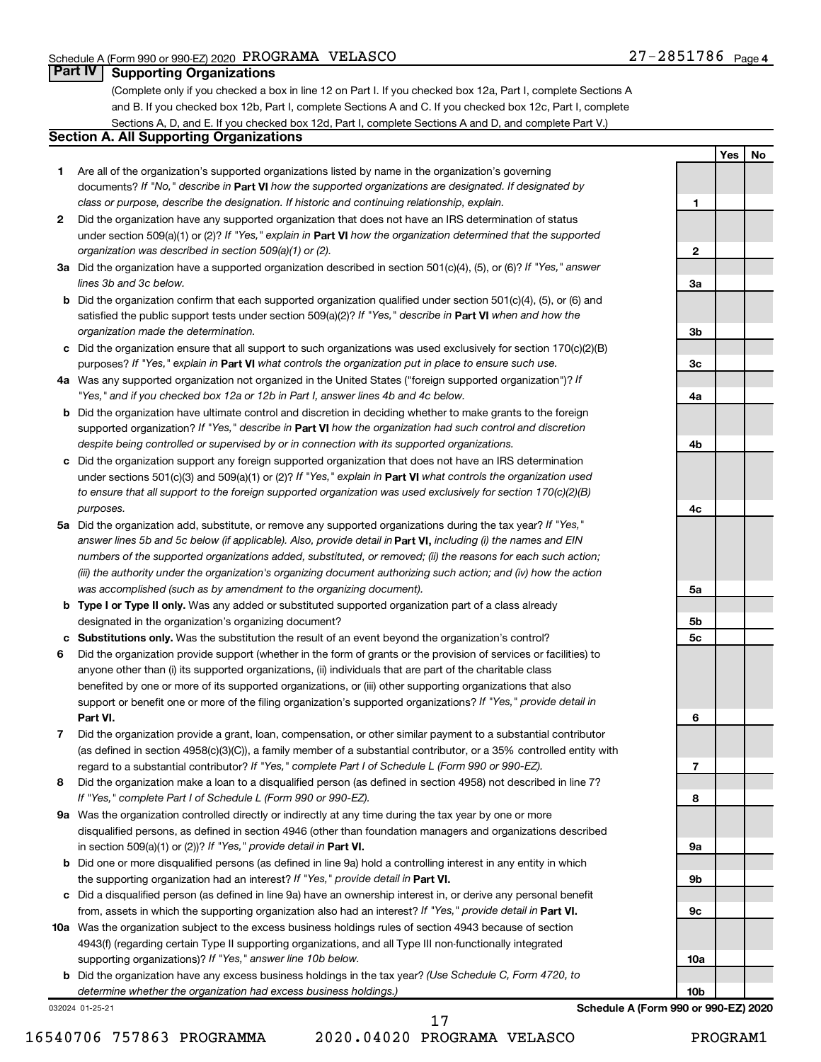Schedule A (Form 990 or 990-EZ) 2020 PROGRAMA VELASCO 27-2851786 Page 4

## Part IV Supporting Organizations

(Complete only if you checked a box in line 12 on Part I. If you checked box 12a, Part I, complete Sections A and B. If you checked box 12b, Part I, complete Sections A and C. If you checked box 12c, Part I, complete Sections A, D, and E. If you checked box 12d, Part I, complete Sections A and D, and complete Part V.)

### Section A. All Supporting Organizations

| | | Line | Yes | No |
|---|---|---|---|---|
| 1 | Are all of the organization's supported organizations listed by name in the organization's governing documents? *If "No," describe in* **Part VI** *how the supported organizations are designated. If designated by class or purpose, describe the designation. If historic and continuing relationship, explain.* | 1 | | |
| 2 | Did the organization have any supported organization that does not have an IRS determination of status under section 509(a)(1) or (2)? *If "Yes," explain in* **Part VI** *how the organization determined that the supported organization was described in section 509(a)(1) or (2).* | 2 | | |
| 3a | Did the organization have a supported organization described in section 501(c)(4), (5), or (6)? *If "Yes," answer lines 3b and 3c below.* | 3a | | |
| b | Did the organization confirm that each supported organization qualified under section 501(c)(4), (5), or (6) and satisfied the public support tests under section 509(a)(2)? *If "Yes," describe in* **Part VI** *when and how the organization made the determination.* | 3b | | |
| c | Did the organization ensure that all support to such organizations was used exclusively for section 170(c)(2)(B) purposes? *If "Yes," explain in* **Part VI** *what controls the organization put in place to ensure such use.* | 3c | | |
| 4a | Was any supported organization not organized in the United States ("foreign supported organization")? *If "Yes," and if you checked box 12a or 12b in Part I, answer lines 4b and 4c below.* | 4a | | |
| b | Did the organization have ultimate control and discretion in deciding whether to make grants to the foreign supported organization? *If "Yes," describe in* **Part VI** *how the organization had such control and discretion despite being controlled or supervised by or in connection with its supported organizations.* | 4b | | |
| c | Did the organization support any foreign supported organization that does not have an IRS determination under sections 501(c)(3) and 509(a)(1) or (2)? *If "Yes," explain in* **Part VI** *what controls the organization used to ensure that all support to the foreign supported organization was used exclusively for section 170(c)(2)(B) purposes.* | 4c | | |
| 5a | Did the organization add, substitute, or remove any supported organizations during the tax year? *If "Yes," answer lines 5b and 5c below (if applicable). Also, provide detail in* **Part VI,** *including (i) the names and EIN numbers of the supported organizations added, substituted, or removed; (ii) the reasons for each such action; (iii) the authority under the organization's organizing document authorizing such action; and (iv) how the action was accomplished (such as by amendment to the organizing document).* | 5a | | |
| b | **Type I or Type II only.** Was any added or substituted supported organization part of a class already designated in the organization's organizing document? | 5b | | |
| c | **Substitutions only.** Was the substitution the result of an event beyond the organization's control? | 5c | | |
| 6 | Did the organization provide support (whether in the form of grants or the provision of services or facilities) to anyone other than (i) its supported organizations, (ii) individuals that are part of the charitable class benefited by one or more of its supported organizations, or (iii) other supporting organizations that also support or benefit one or more of the filing organization's supported organizations? *If "Yes," provide detail in* **Part VI.** | 6 | | |
| 7 | Did the organization provide a grant, loan, compensation, or other similar payment to a substantial contributor (as defined in section 4958(c)(3)(C)), a family member of a substantial contributor, or a 35% controlled entity with regard to a substantial contributor? *If "Yes," complete Part I of Schedule L (Form 990 or 990-EZ).* | 7 | | |
| 8 | Did the organization make a loan to a disqualified person (as defined in section 4958) not described in line 7? *If "Yes," complete Part I of Schedule L (Form 990 or 990-EZ).* | 8 | | |
| 9a | Was the organization controlled directly or indirectly at any time during the tax year by one or more disqualified persons, as defined in section 4946 (other than foundation managers and organizations described in section 509(a)(1) or (2))? *If "Yes," provide detail in* **Part VI.** | 9a | | |
| b | Did one or more disqualified persons (as defined in line 9a) hold a controlling interest in any entity in which the supporting organization had an interest? *If "Yes," provide detail in* **Part VI.** | 9b | | |
| c | Did a disqualified person (as defined in line 9a) have an ownership interest in, or derive any personal benefit from, assets in which the supporting organization also had an interest? *If "Yes," provide detail in* **Part VI.** | 9c | | |
| 10a | Was the organization subject to the excess business holdings rules of section 4943 because of section 4943(f) (regarding certain Type II supporting organizations, and all Type III non-functionally integrated supporting organizations)? *If "Yes," answer line 10b below.* | 10a | | |
| b | Did the organization have any excess business holdings in the tax year? *(Use Schedule C, Form 4720, to determine whether the organization had excess business holdings.)* | 10b | | |

032024 01-25-21 **Schedule A (Form 990 or 990-EZ) 2020**

16540706 757863 PROGRAMMA 2020.04020 PROGRAMA VELASCO PROGRAM1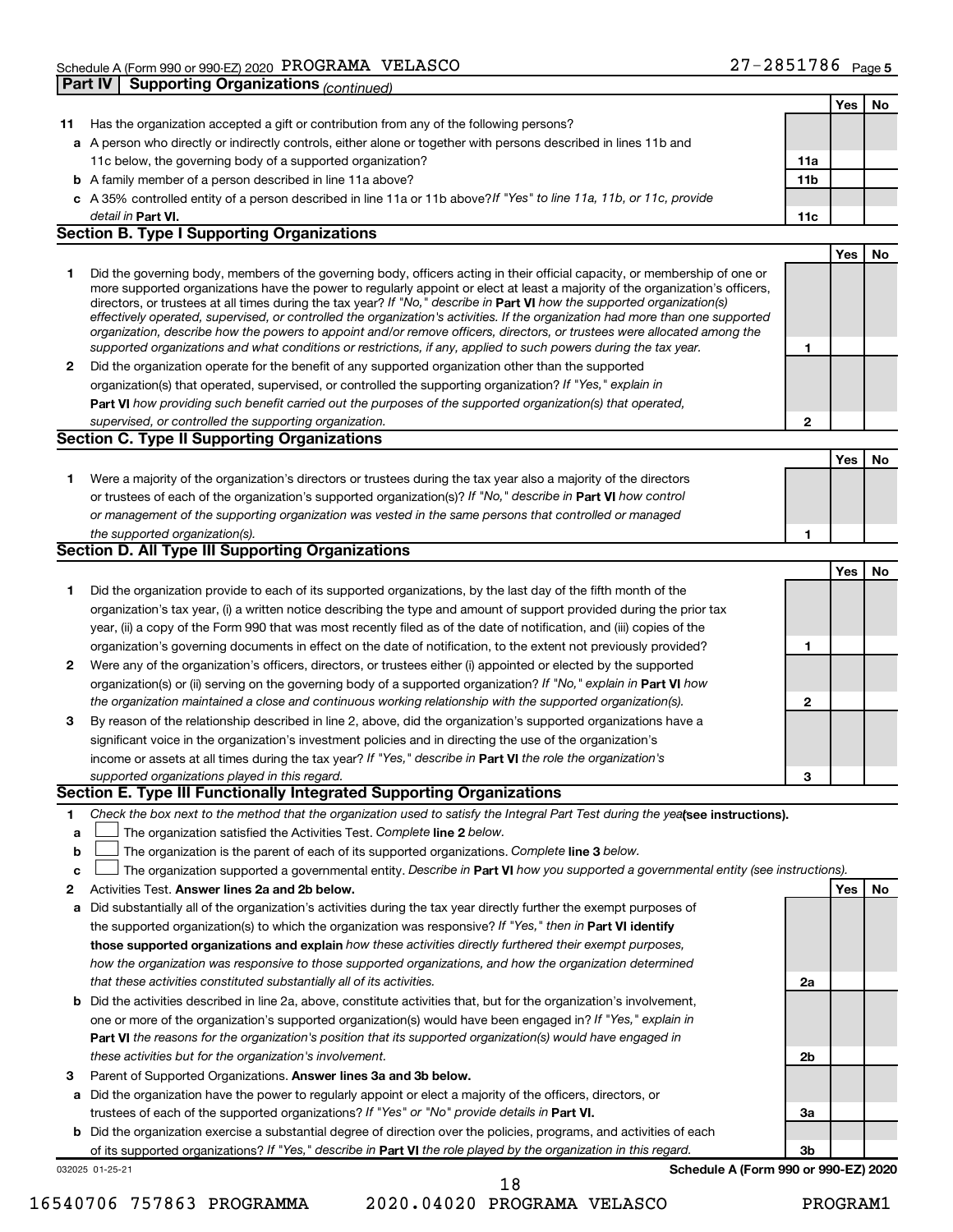Schedule A (Form 990 or 990-EZ) 2020 PROGRAMA VELASCO 27-2851786 Page 5

**Part IV Supporting Organizations** *(continued)*

| | | | Yes | No |
|---|---|---|---|---|
| **11** | Has the organization accepted a gift or contribution from any of the following persons? | | | |
| **a** | A person who directly or indirectly controls, either alone or together with persons described in lines 11b and 11c below, the governing body of a supported organization? | **11a** | | |
| **b** | A family member of a person described in line 11a above? | **11b** | | |
| **c** | A 35% controlled entity of a person described in line 11a or 11b above? *If "Yes" to line 11a, 11b, or 11c, provide detail in* **Part VI.** | **11c** | | |

**Section B. Type I Supporting Organizations**

| | | | Yes | No |
|---|---|---|---|---|
| **1** | Did the governing body, members of the governing body, officers acting in their official capacity, or membership of one or more supported organizations have the power to regularly appoint or elect at least a majority of the organization's officers, directors, or trustees at all times during the tax year? *If "No," describe in* **Part VI** *how the supported organization(s) effectively operated, supervised, or controlled the organization's activities. If the organization had more than one supported organization, describe how the powers to appoint and/or remove officers, directors, or trustees were allocated among the supported organizations and what conditions or restrictions, if any, applied to such powers during the tax year.* | **1** | | |
| **2** | Did the organization operate for the benefit of any supported organization other than the supported organization(s) that operated, supervised, or controlled the supporting organization? *If "Yes," explain in* **Part VI** *how providing such benefit carried out the purposes of the supported organization(s) that operated, supervised, or controlled the supporting organization.* | **2** | | |

**Section C. Type II Supporting Organizations**

| | | | Yes | No |
|---|---|---|---|---|
| **1** | Were a majority of the organization's directors or trustees during the tax year also a majority of the directors or trustees of each of the organization's supported organization(s)? *If "No," describe in* **Part VI** *how control or management of the supporting organization was vested in the same persons that controlled or managed the supported organization(s).* | **1** | | |

**Section D. All Type III Supporting Organizations**

| | | | Yes | No |
|---|---|---|---|---|
| **1** | Did the organization provide to each of its supported organizations, by the last day of the fifth month of the organization's tax year, (i) a written notice describing the type and amount of support provided during the prior tax year, (ii) a copy of the Form 990 that was most recently filed as of the date of notification, and (iii) copies of the organization's governing documents in effect on the date of notification, to the extent not previously provided? | **1** | | |
| **2** | Were any of the organization's officers, directors, or trustees either (i) appointed or elected by the supported organization(s) or (ii) serving on the governing body of a supported organization? *If "No," explain in* **Part VI** *how the organization maintained a close and continuous working relationship with the supported organization(s).* | **2** | | |
| **3** | By reason of the relationship described in line 2, above, did the organization's supported organizations have a significant voice in the organization's investment policies and in directing the use of the organization's income or assets at all times during the tax year? *If "Yes," describe in* **Part VI** *the role the organization's supported organizations played in this regard.* | **3** | | |

**Section E. Type III Functionally Integrated Supporting Organizations**

**1** *Check the box next to the method that the organization used to satisfy the Integral Part Test during the year* **(see instructions).**

**a** ☐ The organization satisfied the Activities Test. *Complete* **line 2** *below.*

**b** ☐ The organization is the parent of each of its supported organizations. *Complete* **line 3** *below.*

**c** ☐ The organization supported a governmental entity. *Describe in* **Part VI** *how you supported a governmental entity (see instructions).*

| | | | Yes | No |
|---|---|---|---|---|
| **2** | Activities Test. **Answer lines 2a and 2b below.** | | | |
| **a** | Did substantially all of the organization's activities during the tax year directly further the exempt purposes of the supported organization(s) to which the organization was responsive? *If "Yes," then in* **Part VI identify those supported organizations and explain** *how these activities directly furthered their exempt purposes, how the organization was responsive to those supported organizations, and how the organization determined that these activities constituted substantially all of its activities.* | **2a** | | |
| **b** | Did the activities described in line 2a, above, constitute activities that, but for the organization's involvement, one or more of the organization's supported organization(s) would have been engaged in? *If "Yes," explain in* **Part VI** *the reasons for the organization's position that its supported organization(s) would have engaged in these activities but for the organization's involvement.* | **2b** | | |
| **3** | Parent of Supported Organizations. **Answer lines 3a and 3b below.** | | | |
| **a** | Did the organization have the power to regularly appoint or elect a majority of the officers, directors, or trustees of each of the supported organizations? *If "Yes" or "No" provide details in* **Part VI.** | **3a** | | |
| **b** | Did the organization exercise a substantial degree of direction over the policies, programs, and activities of each of its supported organizations? *If "Yes," describe in* **Part VI** *the role played by the organization in this regard.* | **3b** | | |

032025 01-25-21 **Schedule A (Form 990 or 990-EZ) 2020**

16540706 757863 PROGRAMMA 2020.04020 PROGRAMA VELASCO PROGRAM1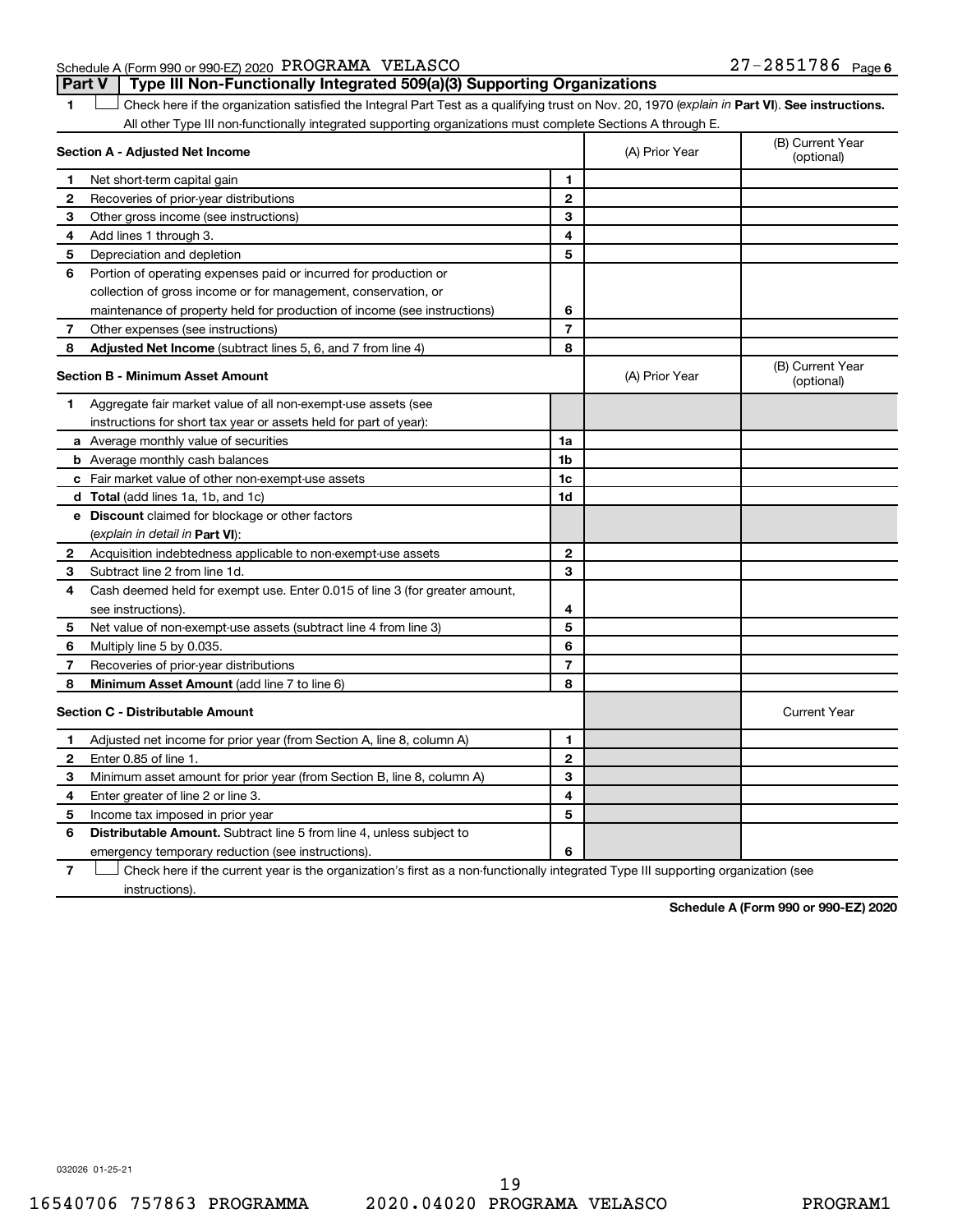Schedule A (Form 990 or 990-EZ) 2020 PROGRAMA VELASCO 27-2851786 Page 6

**Part V | Type III Non-Functionally Integrated 509(a)(3) Supporting Organizations**

1 ☐ Check here if the organization satisfied the Integral Part Test as a qualifying trust on Nov. 20, 1970 (*explain in* **Part VI**). **See instructions.** All other Type III non-functionally integrated supporting organizations must complete Sections A through E.

| **Section A - Adjusted Net Income** | | | (A) Prior Year | (B) Current Year (optional) |
|---|---|---|---|---|
| 1 | Net short-term capital gain | 1 | | |
| 2 | Recoveries of prior-year distributions | 2 | | |
| 3 | Other gross income (see instructions) | 3 | | |
| 4 | Add lines 1 through 3. | 4 | | |
| 5 | Depreciation and depletion | 5 | | |
| 6 | Portion of operating expenses paid or incurred for production or collection of gross income or for management, conservation, or maintenance of property held for production of income (see instructions) | 6 | | |
| 7 | Other expenses (see instructions) | 7 | | |
| 8 | **Adjusted Net Income** (subtract lines 5, 6, and 7 from line 4) | 8 | | |

| **Section B - Minimum Asset Amount** | | | (A) Prior Year | (B) Current Year (optional) |
|---|---|---|---|---|
| 1 | Aggregate fair market value of all non-exempt-use assets (see instructions for short tax year or assets held for part of year): | | | |
| a | Average monthly value of securities | 1a | | |
| b | Average monthly cash balances | 1b | | |
| c | Fair market value of other non-exempt-use assets | 1c | | |
| d | **Total** (add lines 1a, 1b, and 1c) | 1d | | |
| e | **Discount** claimed for blockage or other factors (*explain in detail in* **Part VI**): | | | |
| 2 | Acquisition indebtedness applicable to non-exempt-use assets | 2 | | |
| 3 | Subtract line 2 from line 1d. | 3 | | |
| 4 | Cash deemed held for exempt use. Enter 0.015 of line 3 (for greater amount, see instructions). | 4 | | |
| 5 | Net value of non-exempt-use assets (subtract line 4 from line 3) | 5 | | |
| 6 | Multiply line 5 by 0.035. | 6 | | |
| 7 | Recoveries of prior-year distributions | 7 | | |
| 8 | **Minimum Asset Amount** (add line 7 to line 6) | 8 | | |

| **Section C - Distributable Amount** | | | | Current Year |
|---|---|---|---|---|
| 1 | Adjusted net income for prior year (from Section A, line 8, column A) | 1 | | |
| 2 | Enter 0.85 of line 1. | 2 | | |
| 3 | Minimum asset amount for prior year (from Section B, line 8, column A) | 3 | | |
| 4 | Enter greater of line 2 or line 3. | 4 | | |
| 5 | Income tax imposed in prior year | 5 | | |
| 6 | **Distributable Amount.** Subtract line 5 from line 4, unless subject to emergency temporary reduction (see instructions). | 6 | | |

7 ☐ Check here if the current year is the organization's first as a non-functionally integrated Type III supporting organization (see instructions).

**Schedule A (Form 990 or 990-EZ) 2020**

032026 01-25-21

16540706 757863 PROGRAMMA 2020.04020 PROGRAMA VELASCO PROGRAM1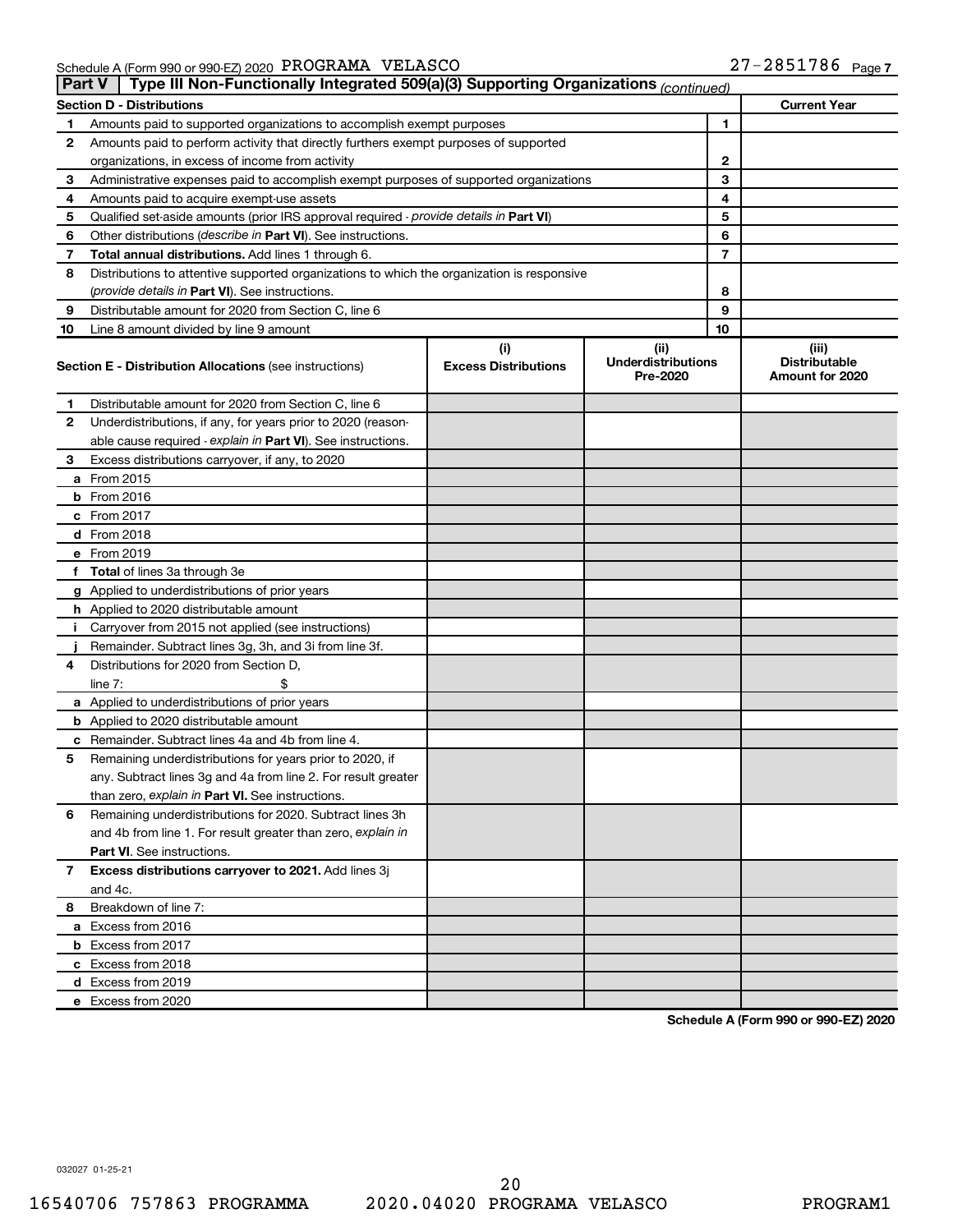Schedule A (Form 990 or 990-EZ) 2020 PROGRAMA VELASCO 27-2851786 Page 7

## Part V Type III Non-Functionally Integrated 509(a)(3) Supporting Organizations (continued)

| Section D - Distributions | | | Current Year |
|---|---|---|---|
| 1 | Amounts paid to supported organizations to accomplish exempt purposes | 1 | |
| 2 | Amounts paid to perform activity that directly furthers exempt purposes of supported organizations, in excess of income from activity | 2 | |
| 3 | Administrative expenses paid to accomplish exempt purposes of supported organizations | 3 | |
| 4 | Amounts paid to acquire exempt-use assets | 4 | |
| 5 | Qualified set-aside amounts (prior IRS approval required - *provide details in* **Part VI**) | 5 | |
| 6 | Other distributions (*describe in* **Part VI**). See instructions. | 6 | |
| 7 | **Total annual distributions.** Add lines 1 through 6. | 7 | |
| 8 | Distributions to attentive supported organizations to which the organization is responsive (*provide details in* **Part VI**). See instructions. | 8 | |
| 9 | Distributable amount for 2020 from Section C, line 6 | 9 | |
| 10 | Line 8 amount divided by line 9 amount | 10 | |

| Section E - Distribution Allocations (see instructions) | (i) Excess Distributions | (ii) Underdistributions Pre-2020 | (iii) Distributable Amount for 2020 |
|---|---|---|---|
| 1 Distributable amount for 2020 from Section C, line 6 | | | |
| 2 Underdistributions, if any, for years prior to 2020 (reasonable cause required - *explain in* **Part VI**). See instructions. | | | |
| 3 Excess distributions carryover, if any, to 2020 | | | |
| a From 2015 | | | |
| b From 2016 | | | |
| c From 2017 | | | |
| d From 2018 | | | |
| e From 2019 | | | |
| f **Total** of lines 3a through 3e | | | |
| g Applied to underdistributions of prior years | | | |
| h Applied to 2020 distributable amount | | | |
| i Carryover from 2015 not applied (see instructions) | | | |
| j Remainder. Subtract lines 3g, 3h, and 3i from line 3f. | | | |
| 4 Distributions for 2020 from Section D, line 7: $ | | | |
| a Applied to underdistributions of prior years | | | |
| b Applied to 2020 distributable amount | | | |
| c Remainder. Subtract lines 4a and 4b from line 4. | | | |
| 5 Remaining underdistributions for years prior to 2020, if any. Subtract lines 3g and 4a from line 2. For result greater than zero, *explain in* **Part VI.** See instructions. | | | |
| 6 Remaining underdistributions for 2020. Subtract lines 3h and 4b from line 1. For result greater than zero, *explain in* **Part VI**. See instructions. | | | |
| 7 **Excess distributions carryover to 2021.** Add lines 3j and 4c. | | | |
| 8 Breakdown of line 7: | | | |
| a Excess from 2016 | | | |
| b Excess from 2017 | | | |
| c Excess from 2018 | | | |
| d Excess from 2019 | | | |
| e Excess from 2020 | | | |

**Schedule A (Form 990 or 990-EZ) 2020**

032027 01-25-21

16540706 757863 PROGRAMMA 2020.04020 PROGRAMA VELASCO PROGRAM1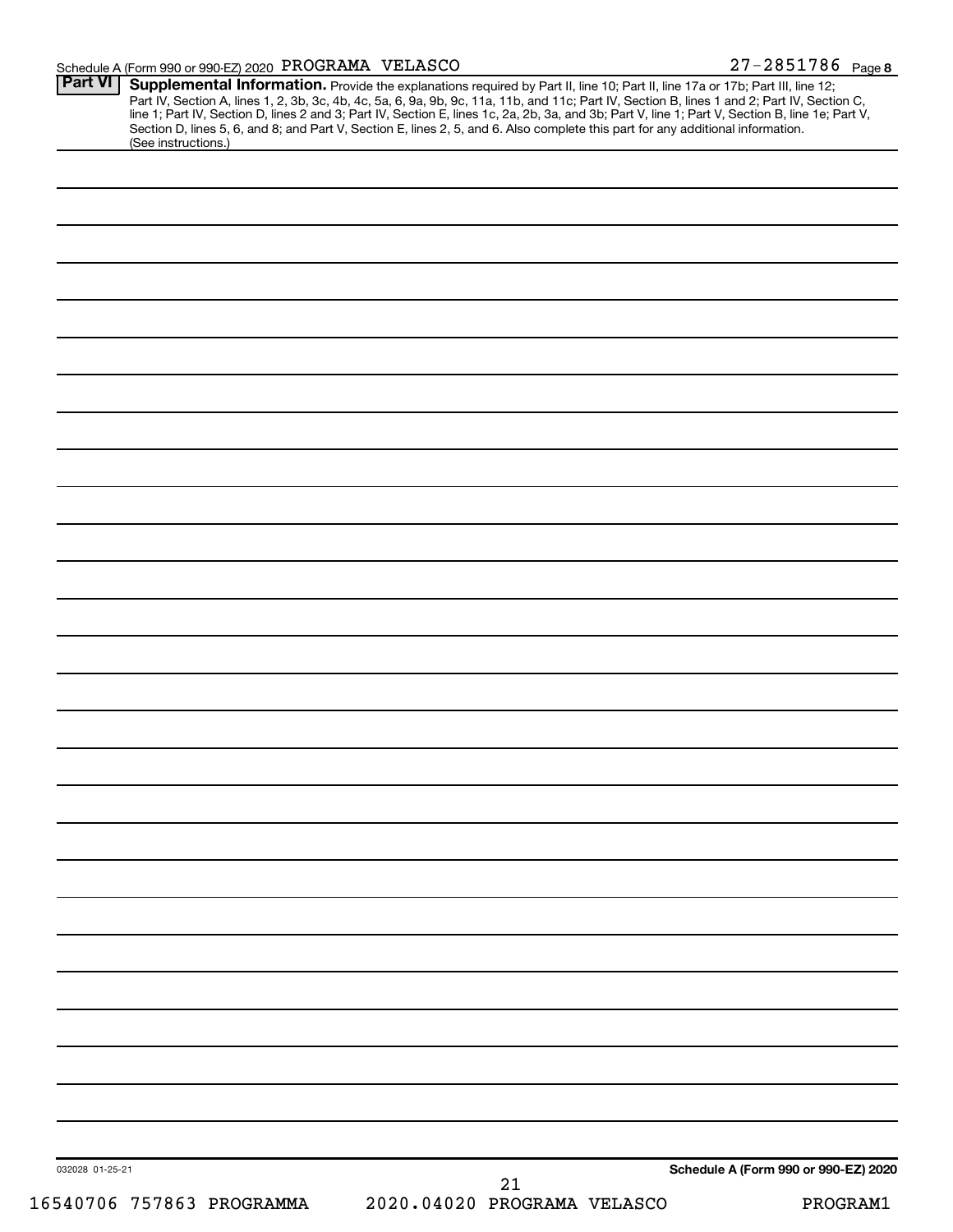Schedule A (Form 990 or 990-EZ) 2020 PROGRAMA VELASCO 27-2851786 Page 8

**Part VI** **Supplemental Information.** Provide the explanations required by Part II, line 10; Part II, line 17a or 17b; Part III, line 12; Part IV, Section A, lines 1, 2, 3b, 3c, 4b, 4c, 5a, 6, 9a, 9b, 9c, 11a, 11b, and 11c; Part IV, Section B, lines 1 and 2; Part IV, Section C, line 1; Part IV, Section D, lines 2 and 3; Part IV, Section E, lines 1c, 2a, 2b, 3a, and 3b; Part V, line 1; Part V, Section B, line 1e; Part V, Section D, lines 5, 6, and 8; and Part V, Section E, lines 2, 5, and 6. Also complete this part for any additional information. (See instructions.)

032028 01-25-21

**Schedule A (Form 990 or 990-EZ) 2020**

16540706 757863 PROGRAMMA 2020.04020 PROGRAMA VELASCO PROGRAM1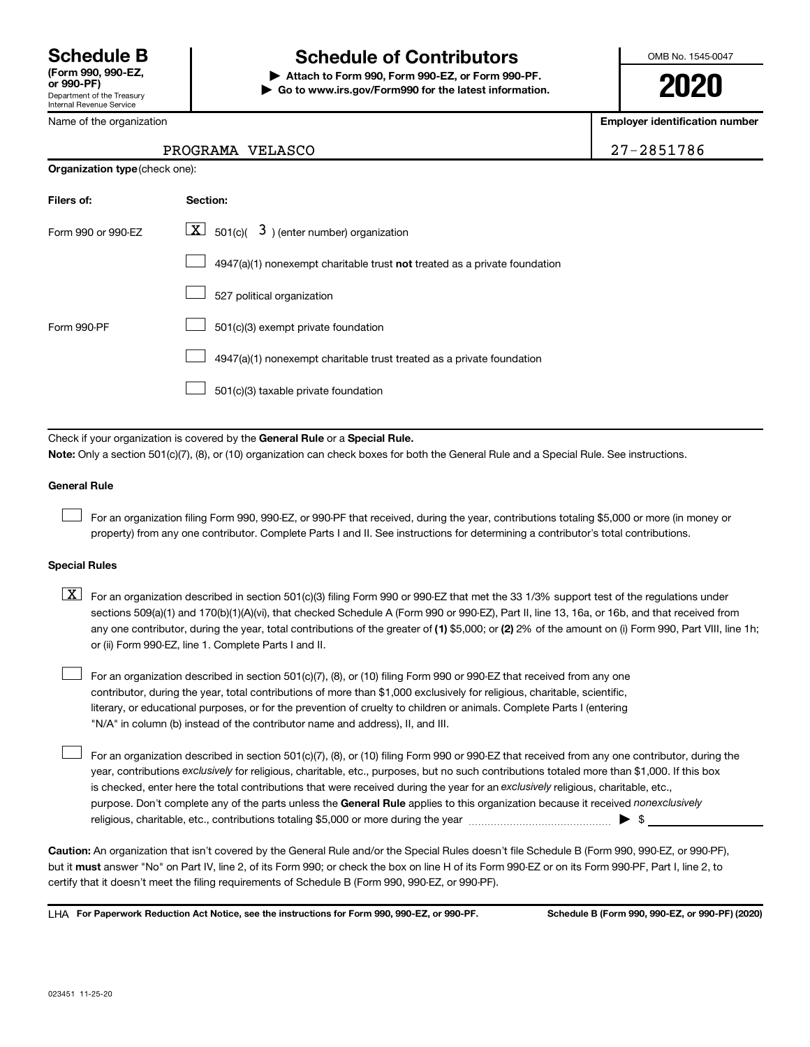# Schedule B (Form 990, 990-EZ, or 990-PF)

Department of the Treasury
Internal Revenue Service

## Schedule of Contributors

▶ **Attach to Form 990, Form 990-EZ, or Form 990-PF.**
▶ **Go to www.irs.gov/Form990 for the latest information.**

OMB No. 1545-0047

**2020**

| Name of the organization | Employer identification number |
|---|---|
| PROGRAMA VELASCO | 27-2851786 |

**Organization type** (check one):

| Filers of: | Section: |
|---|---|
| Form 990 or 990-EZ | [X] 501(c)( 3 ) (enter number) organization |
| | [ ] 4947(a)(1) nonexempt charitable trust **not** treated as a private foundation |
| | [ ] 527 political organization |
| Form 990-PF | [ ] 501(c)(3) exempt private foundation |
| | [ ] 4947(a)(1) nonexempt charitable trust treated as a private foundation |
| | [ ] 501(c)(3) taxable private foundation |

Check if your organization is covered by the **General Rule** or a **Special Rule.**

**Note:** Only a section 501(c)(7), (8), or (10) organization can check boxes for both the General Rule and a Special Rule. See instructions.

### General Rule

[ ] For an organization filing Form 990, 990-EZ, or 990-PF that received, during the year, contributions totaling $5,000 or more (in money or property) from any one contributor. Complete Parts I and II. See instructions for determining a contributor's total contributions.

### Special Rules

[X] For an organization described in section 501(c)(3) filing Form 990 or 990-EZ that met the 33 1/3% support test of the regulations under sections 509(a)(1) and 170(b)(1)(A)(vi), that checked Schedule A (Form 990 or 990-EZ), Part II, line 13, 16a, or 16b, and that received from any one contributor, during the year, total contributions of the greater of **(1)** $5,000; or **(2)** 2% of the amount on (i) Form 990, Part VIII, line 1h; or (ii) Form 990-EZ, line 1. Complete Parts I and II.

[ ] For an organization described in section 501(c)(7), (8), or (10) filing Form 990 or 990-EZ that received from any one contributor, during the year, total contributions of more than $1,000 exclusively for religious, charitable, scientific, literary, or educational purposes, or for the prevention of cruelty to children or animals. Complete Parts I (entering "N/A" in column (b) instead of the contributor name and address), II, and III.

[ ] For an organization described in section 501(c)(7), (8), or (10) filing Form 990 or 990-EZ that received from any one contributor, during the year, contributions *exclusively* for religious, charitable, etc., purposes, but no such contributions totaled more than $1,000. If this box is checked, enter here the total contributions that were received during the year for an *exclusively* religious, charitable, etc., purpose. Don't complete any of the parts unless the **General Rule** applies to this organization because it received *nonexclusively* religious, charitable, etc., contributions totaling $5,000 or more during the year ▶ $

**Caution:** An organization that isn't covered by the General Rule and/or the Special Rules doesn't file Schedule B (Form 990, 990-EZ, or 990-PF), but it **must** answer "No" on Part IV, line 2, of its Form 990; or check the box on line H of its Form 990-EZ or on its Form 990-PF, Part I, line 2, to certify that it doesn't meet the filing requirements of Schedule B (Form 990, 990-EZ, or 990-PF).

LHA **For Paperwork Reduction Act Notice, see the instructions for Form 990, 990-EZ, or 990-PF.** **Schedule B (Form 990, 990-EZ, or 990-PF) (2020)**

023451 11-25-20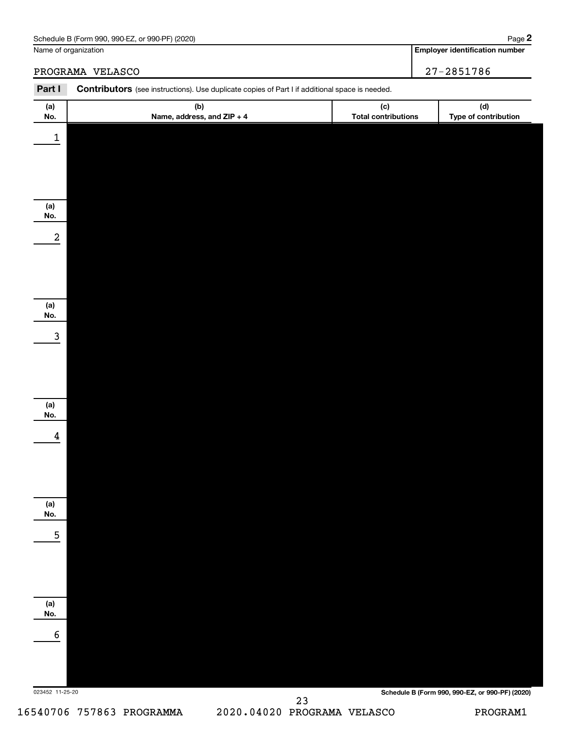Schedule B (Form 990, 990-EZ, or 990-PF) (2020)

Name of organization: PROGRAMA VELASCO

**Employer identification number:** 27-2851786

**Part I** **Contributors** (see instructions). Use duplicate copies of Part I if additional space is needed.

| (a) No. | (b) Name, address, and ZIP + 4 | (c) Total contributions | (d) Type of contribution |
|---|---|---|---|
| 1 | | | |
| 2 | | | |
| 3 | | | |
| 4 | | | |
| 5 | | | |
| 6 | | | |

023452 11-25-20

**Schedule B (Form 990, 990-EZ, or 990-PF) (2020)**

16540706 757863 PROGRAMMA 2020.04020 PROGRAMA VELASCO PROGRAM1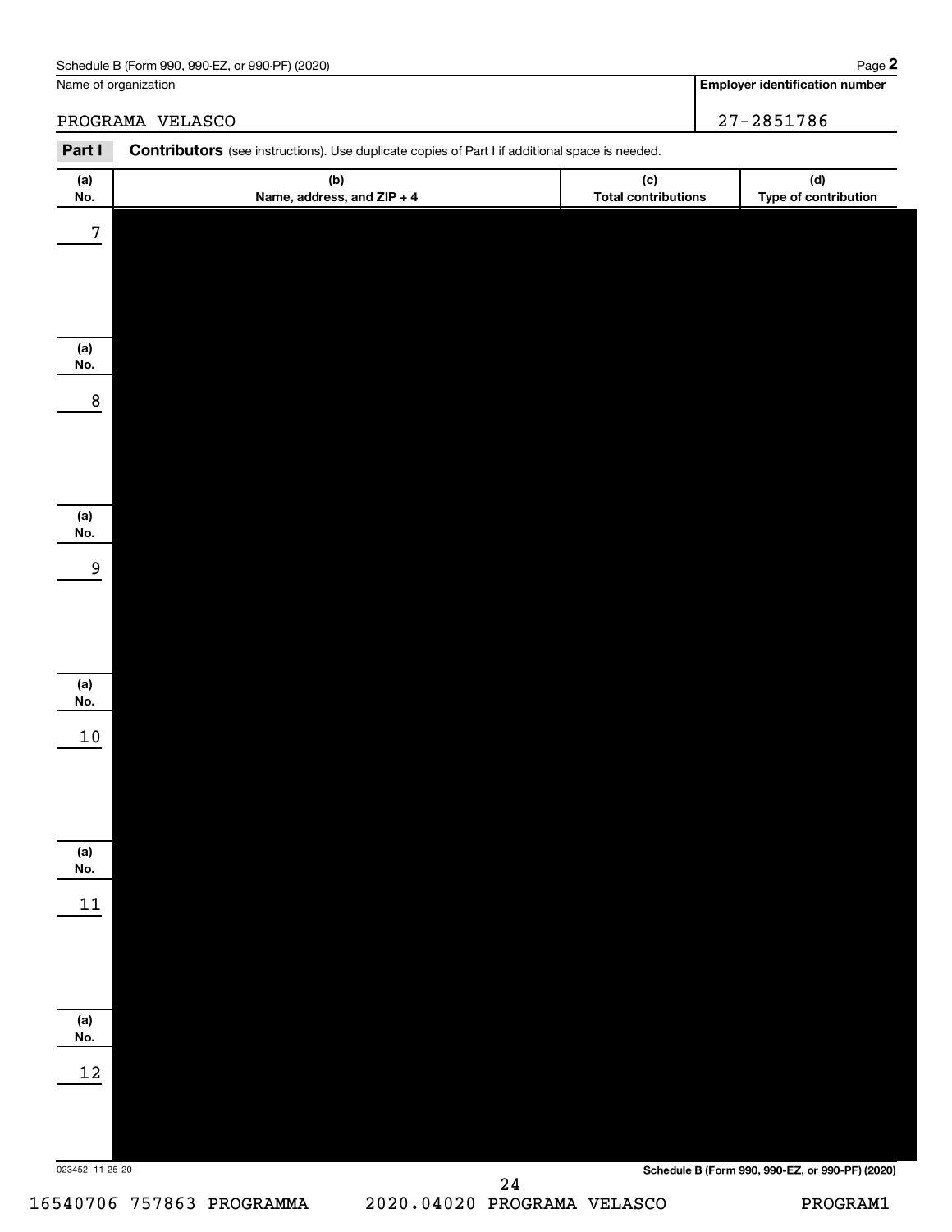Name of organization

PROGRAMA VELASCO

**Employer identification number**

27-2851786

**Part I** **Contributors** (see instructions). Use duplicate copies of Part I if additional space is needed.

| (a) No. | (b) Name, address, and ZIP + 4 | (c) Total contributions | (d) Type of contribution |
|---|---|---|---|
| 7 | | | |
| 8 | | | |
| 9 | | | |
| 10 | | | |
| 11 | | | |
| 12 | | | |

023452 11-25-20

**Schedule B (Form 990, 990-EZ, or 990-PF) (2020)**

16540706 757863 PROGRAMMA 2020.04020 PROGRAMA VELASCO PROGRAM1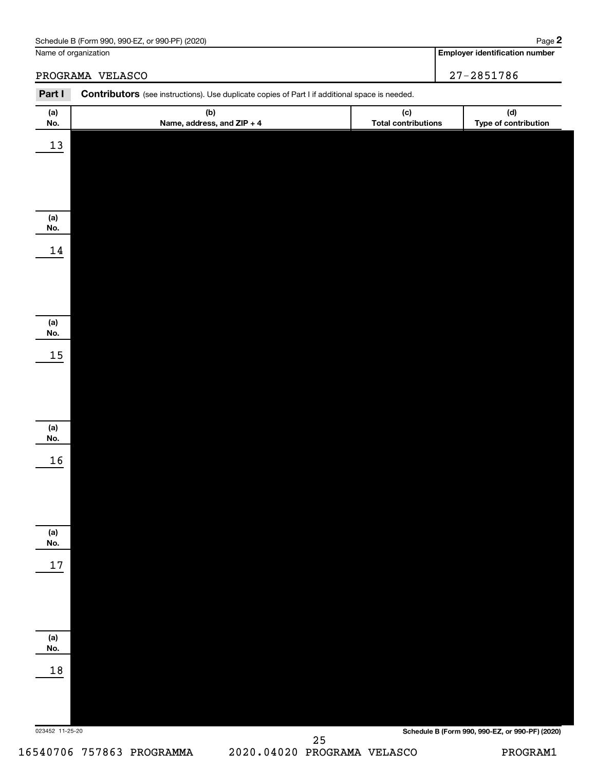Name of organization

PROGRAMA VELASCO

**Employer identification number**

27-2851786

**Part I** **Contributors** (see instructions). Use duplicate copies of Part I if additional space is needed.

| (a) No. | (b) Name, address, and ZIP + 4 | (c) Total contributions | (d) Type of contribution |
|---|---|---|---|
| 13 | | | |
| 14 | | | |
| 15 | | | |
| 16 | | | |
| 17 | | | |
| 18 | | | |

023452 11-25-20

**Schedule B (Form 990, 990-EZ, or 990-PF) (2020)**

16540706 757863 PROGRAMMA 2020.04020 PROGRAMA VELASCO PROGRAM1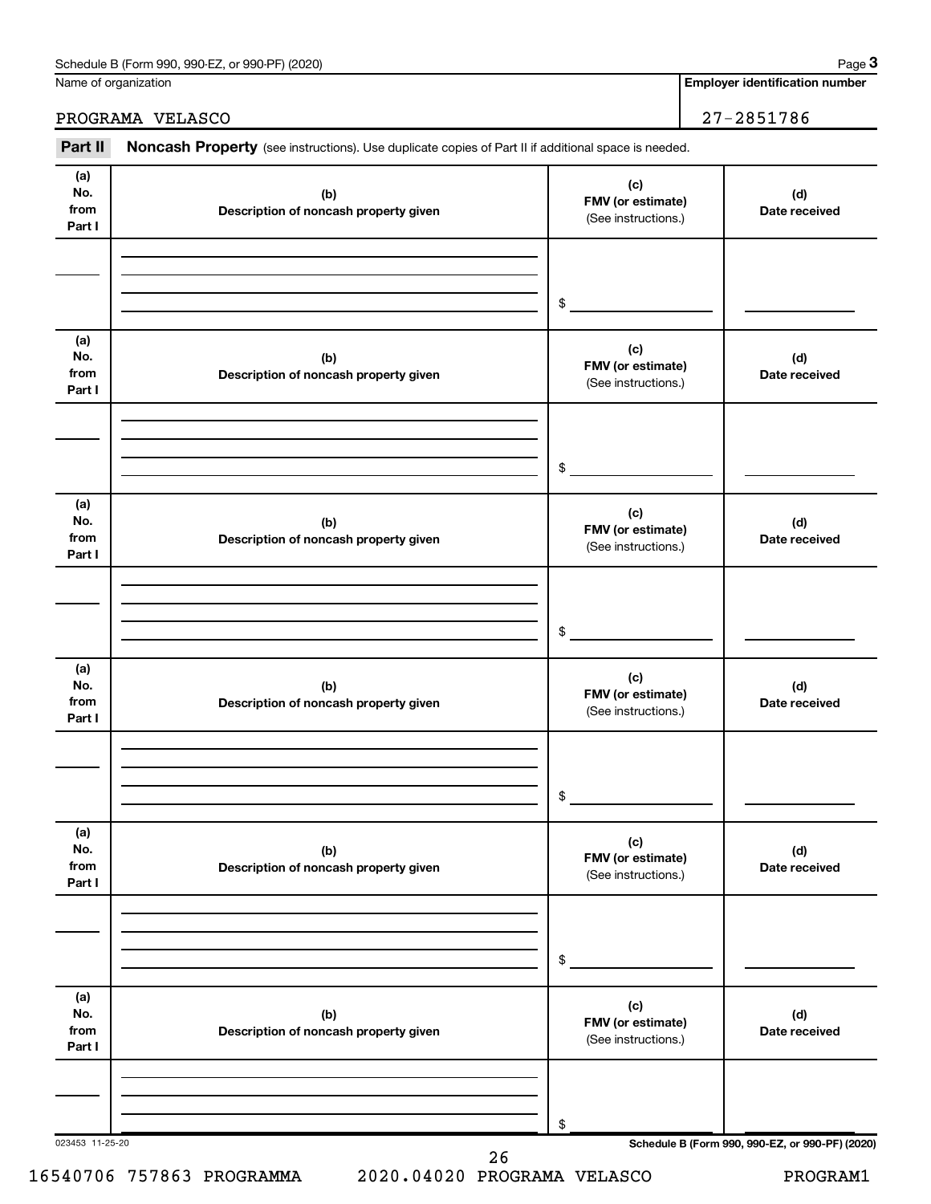Name of organization

PROGRAMA VELASCO

**Employer identification number**

27-2851786

**Part II** **Noncash Property** (see instructions). Use duplicate copies of Part II if additional space is needed.

| (a) No. from Part I | (b) Description of noncash property given | (c) FMV (or estimate) (See instructions.) | (d) Date received |
|---|---|---|---|
| | | $ | |

| (a) No. from Part I | (b) Description of noncash property given | (c) FMV (or estimate) (See instructions.) | (d) Date received |
|---|---|---|---|
| | | $ | |

| (a) No. from Part I | (b) Description of noncash property given | (c) FMV (or estimate) (See instructions.) | (d) Date received |
|---|---|---|---|
| | | $ | |

| (a) No. from Part I | (b) Description of noncash property given | (c) FMV (or estimate) (See instructions.) | (d) Date received |
|---|---|---|---|
| | | $ | |

| (a) No. from Part I | (b) Description of noncash property given | (c) FMV (or estimate) (See instructions.) | (d) Date received |
|---|---|---|---|
| | | $ | |

| (a) No. from Part I | (b) Description of noncash property given | (c) FMV (or estimate) (See instructions.) | (d) Date received |
|---|---|---|---|
| | | $ | |

023453 11-25-20

**Schedule B (Form 990, 990-EZ, or 990-PF) (2020)**

16540706 757863 PROGRAMMA 2020.04020 PROGRAMA VELASCO PROGRAM1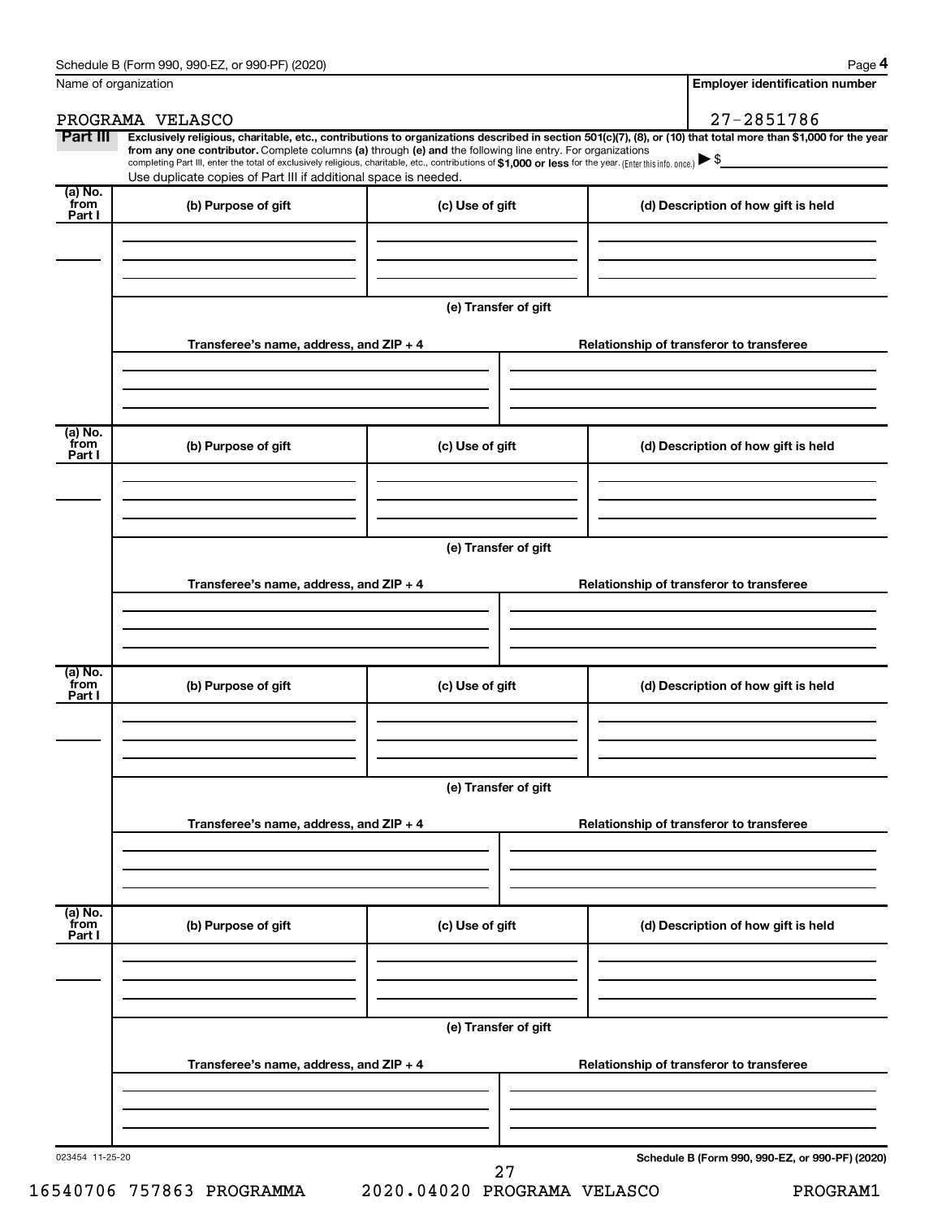Schedule B (Form 990, 990-EZ, or 990-PF) (2020) Page **4**

| Name of organization | Employer identification number |
|---|---|
| PROGRAMA VELASCO | 27-2851786 |

**Part III** **Exclusively religious, charitable, etc., contributions to organizations described in section 501(c)(7), (8), or (10) that total more than $1,000 for the year from any one contributor.** Complete columns **(a)** through **(e)** and the following line entry. For organizations completing Part III, enter the total of exclusively religious, charitable, etc., contributions of **$1,000 or less** for the year. (Enter this info. once.) ▶ $

Use duplicate copies of Part III if additional space is needed.

| (a) No. from Part I | (b) Purpose of gift | (c) Use of gift | (d) Description of how gift is held |
|---|---|---|---|
| | | | |

**(e) Transfer of gift**

| Transferee's name, address, and ZIP + 4 | Relationship of transferor to transferee |
|---|---|
| | |

| (a) No. from Part I | (b) Purpose of gift | (c) Use of gift | (d) Description of how gift is held |
|---|---|---|---|
| | | | |

**(e) Transfer of gift**

| Transferee's name, address, and ZIP + 4 | Relationship of transferor to transferee |
|---|---|
| | |

| (a) No. from Part I | (b) Purpose of gift | (c) Use of gift | (d) Description of how gift is held |
|---|---|---|---|
| | | | |

**(e) Transfer of gift**

| Transferee's name, address, and ZIP + 4 | Relationship of transferor to transferee |
|---|---|
| | |

| (a) No. from Part I | (b) Purpose of gift | (c) Use of gift | (d) Description of how gift is held |
|---|---|---|---|
| | | | |

**(e) Transfer of gift**

| Transferee's name, address, and ZIP + 4 | Relationship of transferor to transferee |
|---|---|
| | |

023454 11-25-20 **Schedule B (Form 990, 990-EZ, or 990-PF) (2020)**

16540706 757863 PROGRAMMA 2020.04020 PROGRAMA VELASCO PROGRAM1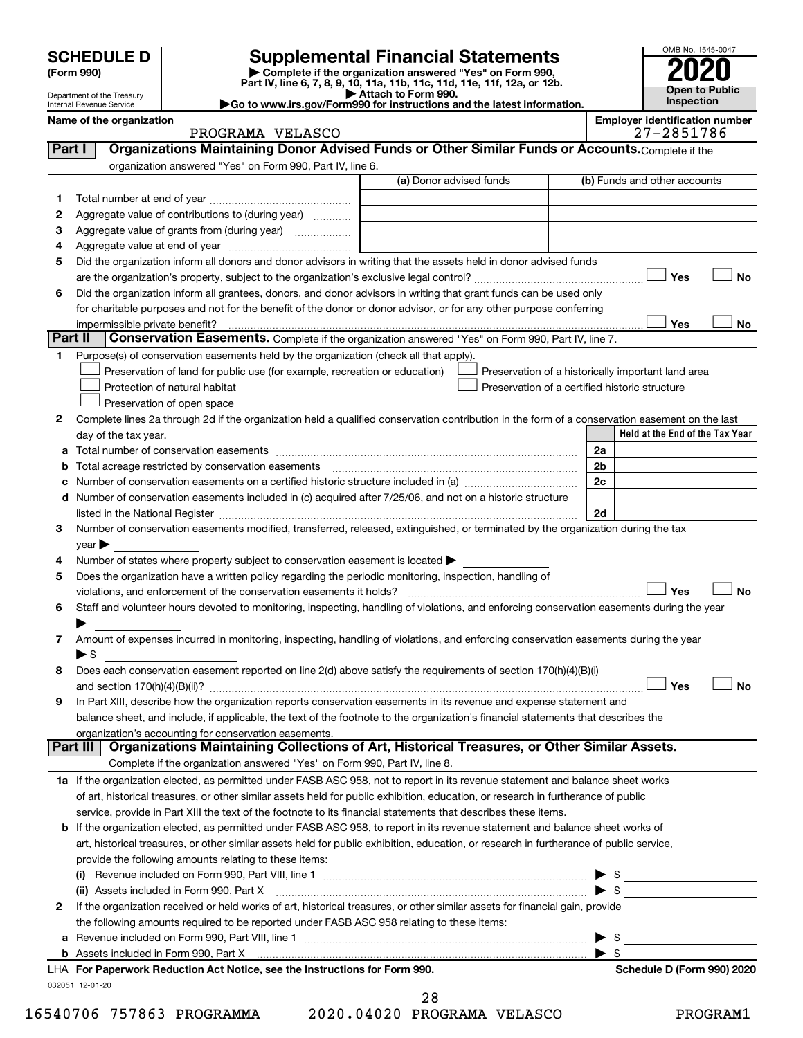# SCHEDULE D (Form 990)

Department of the Treasury
Internal Revenue Service

## Supplemental Financial Statements

▶ Complete if the organization answered "Yes" on Form 990, Part IV, line 6, 7, 8, 9, 10, 11a, 11b, 11c, 11d, 11e, 11f, 12a, or 12b.
▶ Attach to Form 990.
▶Go to www.irs.gov/Form990 for instructions and the latest information.

OMB No. 1545-0047
**2020**
**Open to Public Inspection**

**Name of the organization:** PROGRAMA VELASCO
**Employer identification number:** 27-2851786

### Part I — Organizations Maintaining Donor Advised Funds or Other Similar Funds or Accounts. 
Complete if the organization answered "Yes" on Form 990, Part IV, line 6.

| | | (a) Donor advised funds | (b) Funds and other accounts |
|---|---|---|---|
| 1 | Total number at end of year | | |
| 2 | Aggregate value of contributions to (during year) | | |
| 3 | Aggregate value of grants from (during year) | | |
| 4 | Aggregate value at end of year | | |

5 Did the organization inform all donors and donor advisors in writing that the assets held in donor advised funds are the organization's property, subject to the organization's exclusive legal control? ☐ Yes ☐ No

6 Did the organization inform all grantees, donors, and donor advisors in writing that grant funds can be used only for charitable purposes and not for the benefit of the donor or donor advisor, or for any other purpose conferring impermissible private benefit? ☐ Yes ☐ No

### Part II — Conservation Easements. 
Complete if the organization answered "Yes" on Form 990, Part IV, line 7.

1 Purpose(s) of conservation easements held by the organization (check all that apply).
- ☐ Preservation of land for public use (for example, recreation or education)
- ☐ Protection of natural habitat
- ☐ Preservation of open space
- ☐ Preservation of a historically important land area
- ☐ Preservation of a certified historic structure

2 Complete lines 2a through 2d if the organization held a qualified conservation contribution in the form of a conservation easement on the last day of the tax year.

| | | | Held at the End of the Tax Year |
|---|---|---|---|
| a | Total number of conservation easements | 2a | |
| b | Total acreage restricted by conservation easements | 2b | |
| c | Number of conservation easements on a certified historic structure included in (a) | 2c | |
| d | Number of conservation easements included in (c) acquired after 7/25/06, and not on a historic structure listed in the National Register | 2d | |

3 Number of conservation easements modified, transferred, released, extinguished, or terminated by the organization during the tax year ▶

4 Number of states where property subject to conservation easement is located ▶

5 Does the organization have a written policy regarding the periodic monitoring, inspection, handling of violations, and enforcement of the conservation easements it holds? ☐ Yes ☐ No

6 Staff and volunteer hours devoted to monitoring, inspecting, handling of violations, and enforcing conservation easements during the year ▶

7 Amount of expenses incurred in monitoring, inspecting, handling of violations, and enforcing conservation easements during the year ▶ $

8 Does each conservation easement reported on line 2(d) above satisfy the requirements of section 170(h)(4)(B)(i) and section 170(h)(4)(B)(ii)? ☐ Yes ☐ No

9 In Part XIII, describe how the organization reports conservation easements in its revenue and expense statement and balance sheet, and include, if applicable, the text of the footnote to the organization's financial statements that describes the organization's accounting for conservation easements.

### Part III — Organizations Maintaining Collections of Art, Historical Treasures, or Other Similar Assets.
Complete if the organization answered "Yes" on Form 990, Part IV, line 8.

1a If the organization elected, as permitted under FASB ASC 958, not to report in its revenue statement and balance sheet works of art, historical treasures, or other similar assets held for public exhibition, education, or research in furtherance of public service, provide in Part XIII the text of the footnote to its financial statements that describes these items.

b If the organization elected, as permitted under FASB ASC 958, to report in its revenue statement and balance sheet works of art, historical treasures, or other similar assets held for public exhibition, education, or research in furtherance of public service, provide the following amounts relating to these items:

(i) Revenue included on Form 990, Part VIII, line 1 ▶ $

(ii) Assets included in Form 990, Part X ▶ $

2 If the organization received or held works of art, historical treasures, or other similar assets for financial gain, provide the following amounts required to be reported under FASB ASC 958 relating to these items:

a Revenue included on Form 990, Part VIII, line 1 ▶ $

b Assets included in Form 990, Part X ▶ $

LHA For Paperwork Reduction Act Notice, see the Instructions for Form 990. — Schedule D (Form 990) 2020

032051 12-01-20

16540706 757863 PROGRAMMA 2020.04020 PROGRAMA VELASCO PROGRAM1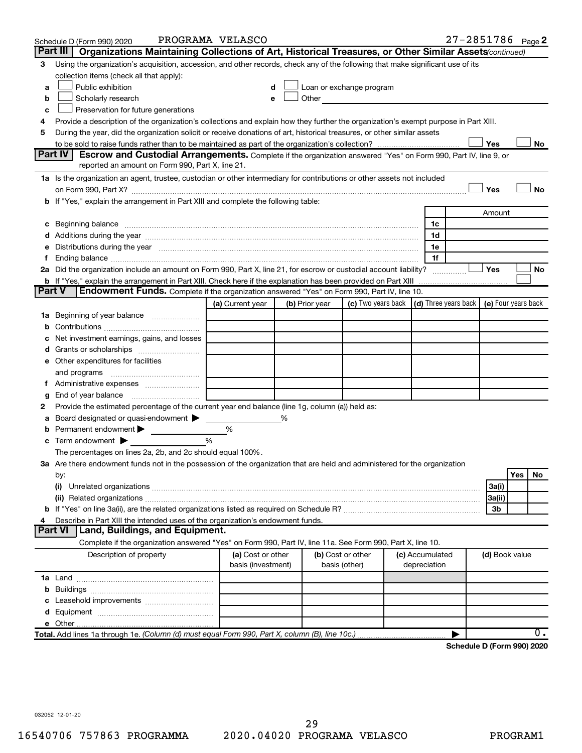Schedule D (Form 990) 2020 PROGRAMA VELASCO 27-2851786 Page 2

**Part III | Organizations Maintaining Collections of Art, Historical Treasures, or Other Similar Assets** *(continued)*

3 Using the organization's acquisition, accession, and other records, check any of the following that make significant use of its collection items (check all that apply):

- a ☐ Public exhibition
- b ☐ Scholarly research
- c ☐ Preservation for future generations
- d ☐ Loan or exchange program
- e ☐ Other

4 Provide a description of the organization's collections and explain how they further the organization's exempt purpose in Part XIII.

5 During the year, did the organization solicit or receive donations of art, historical treasures, or other similar assets to be sold to raise funds rather than to be maintained as part of the organization's collection? ☐ Yes ☐ No

**Part IV | Escrow and Custodial Arrangements.** Complete if the organization answered "Yes" on Form 990, Part IV, line 9, or reported an amount on Form 990, Part X, line 21.

1a Is the organization an agent, trustee, custodian or other intermediary for contributions or other assets not included on Form 990, Part X? ☐ Yes ☐ No

b If "Yes," explain the arrangement in Part XIII and complete the following table:

| | | Amount |
|---|---|---|
| c Beginning balance | 1c | |
| d Additions during the year | 1d | |
| e Distributions during the year | 1e | |
| f Ending balance | 1f | |

2a Did the organization include an amount on Form 990, Part X, line 21, for escrow or custodial account liability? ☐ Yes ☐ No

b If "Yes," explain the arrangement in Part XIII. Check here if the explanation has been provided on Part XIII ☐

**Part V | Endowment Funds.** Complete if the organization answered "Yes" on Form 990, Part IV, line 10.

| | (a) Current year | (b) Prior year | (c) Two years back | (d) Three years back | (e) Four years back |
|---|---|---|---|---|---|
| 1a Beginning of year balance | | | | | |
| b Contributions | | | | | |
| c Net investment earnings, gains, and losses | | | | | |
| d Grants or scholarships | | | | | |
| e Other expenditures for facilities and programs | | | | | |
| f Administrative expenses | | | | | |
| g End of year balance | | | | | |

2 Provide the estimated percentage of the current year end balance (line 1g, column (a)) held as:

a Board designated or quasi-endowment ▶ %

b Permanent endowment ▶ %

c Term endowment ▶ %

The percentages on lines 2a, 2b, and 2c should equal 100%.

3a Are there endowment funds not in the possession of the organization that are held and administered for the organization by:

| | | Yes | No |
|---|---|---|---|
| (i) Unrelated organizations | 3a(i) | | |
| (ii) Related organizations | 3a(ii) | | |
| b If "Yes" on line 3a(ii), are the related organizations listed as required on Schedule R? | 3b | | |

4 Describe in Part XIII the intended uses of the organization's endowment funds.

**Part VI | Land, Buildings, and Equipment.**

Complete if the organization answered "Yes" on Form 990, Part IV, line 11a. See Form 990, Part X, line 10.

| Description of property | (a) Cost or other basis (investment) | (b) Cost or other basis (other) | (c) Accumulated depreciation | (d) Book value |
|---|---|---|---|---|
| 1a Land | | | | |
| b Buildings | | | | |
| c Leasehold improvements | | | | |
| d Equipment | | | | |
| e Other | | | | |
| **Total.** Add lines 1a through 1e. *(Column (d) must equal Form 990, Part X, column (B), line 10c.)* | | | ▶ | 0. |

**Schedule D (Form 990) 2020**

032052 12-01-20

16540706 757863 PROGRAMMA 2020.04020 PROGRAMA VELASCO PROGRAM1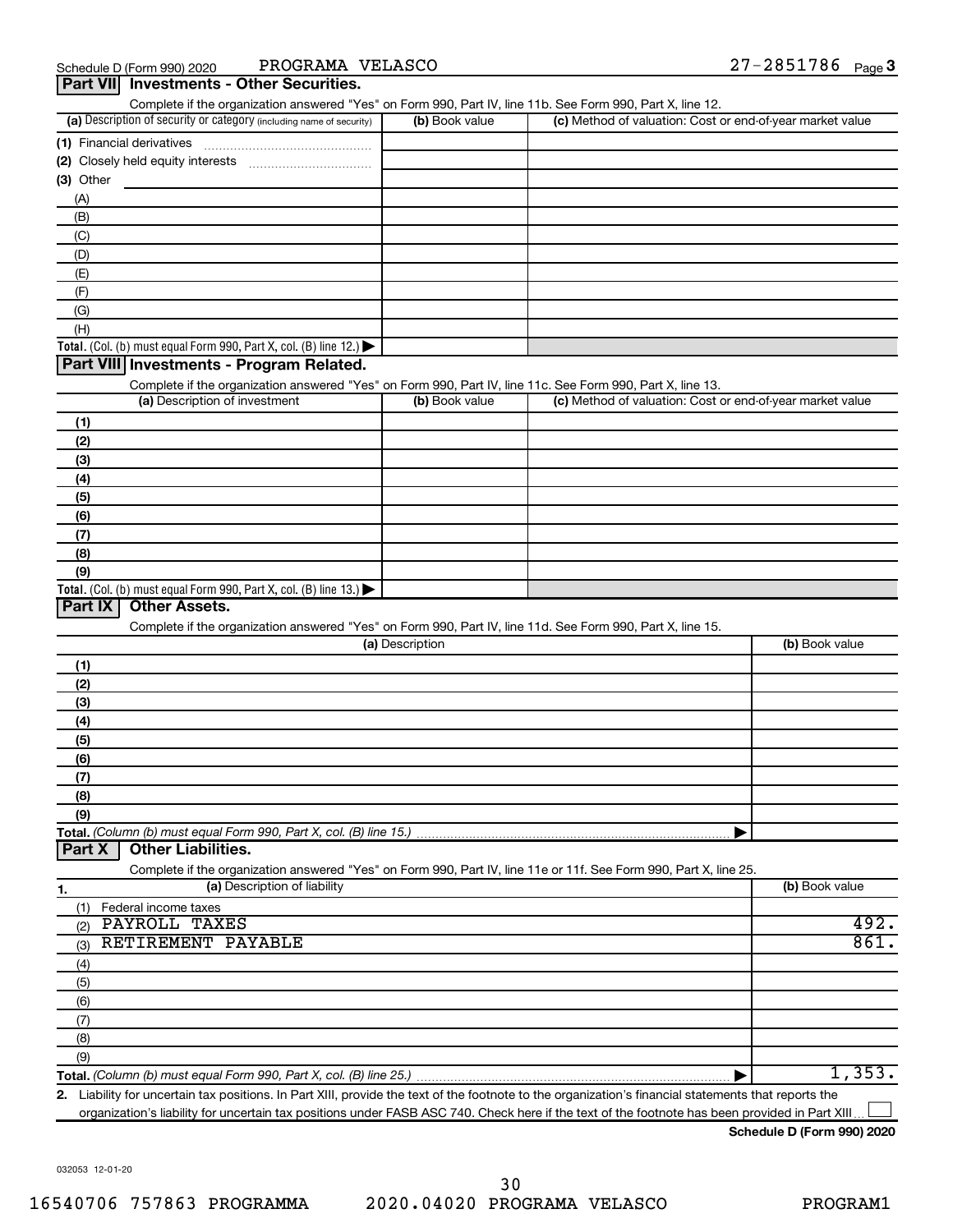Schedule D (Form 990) 2020 PROGRAMA VELASCO 27-2851786 Page 3

## Part VII Investments - Other Securities.

Complete if the organization answered "Yes" on Form 990, Part IV, line 11b. See Form 990, Part X, line 12.

| (a) Description of security or category (including name of security) | (b) Book value | (c) Method of valuation: Cost or end-of-year market value |
|---|---|---|
| (1) Financial derivatives | | |
| (2) Closely held equity interests | | |
| (3) Other | | |
| (A) | | |
| (B) | | |
| (C) | | |
| (D) | | |
| (E) | | |
| (F) | | |
| (G) | | |
| (H) | | |
| **Total.** (Col. (b) must equal Form 990, Part X, col. (B) line 12.) ▶ | | |

## Part VIII Investments - Program Related.

Complete if the organization answered "Yes" on Form 990, Part IV, line 11c. See Form 990, Part X, line 13.

| (a) Description of investment | (b) Book value | (c) Method of valuation: Cost or end-of-year market value |
|---|---|---|
| (1) | | |
| (2) | | |
| (3) | | |
| (4) | | |
| (5) | | |
| (6) | | |
| (7) | | |
| (8) | | |
| (9) | | |
| **Total.** (Col. (b) must equal Form 990, Part X, col. (B) line 13.) ▶ | | |

## Part IX Other Assets.

Complete if the organization answered "Yes" on Form 990, Part IV, line 11d. See Form 990, Part X, line 15.

| (a) Description | (b) Book value |
|---|---|
| (1) | |
| (2) | |
| (3) | |
| (4) | |
| (5) | |
| (6) | |
| (7) | |
| (8) | |
| (9) | |
| **Total.** *(Column (b) must equal Form 990, Part X, col. (B) line 15.)* ▶ | |

## Part X Other Liabilities.

Complete if the organization answered "Yes" on Form 990, Part IV, line 11e or 11f. See Form 990, Part X, line 25.

| 1. (a) Description of liability | (b) Book value |
|---|---|
| (1) Federal income taxes | |
| (2) PAYROLL TAXES | 492. |
| (3) RETIREMENT PAYABLE | 861. |
| (4) | |
| (5) | |
| (6) | |
| (7) | |
| (8) | |
| (9) | |
| **Total.** *(Column (b) must equal Form 990, Part X, col. (B) line 25.)* ▶ | 1,353. |

**2.** Liability for uncertain tax positions. In Part XIII, provide the text of the footnote to the organization's financial statements that reports the organization's liability for uncertain tax positions under FASB ASC 740. Check here if the text of the footnote has been provided in Part XIII ☐

**Schedule D (Form 990) 2020**

032053 12-01-20

16540706 757863 PROGRAMMA 2020.04020 PROGRAMA VELASCO PROGRAM1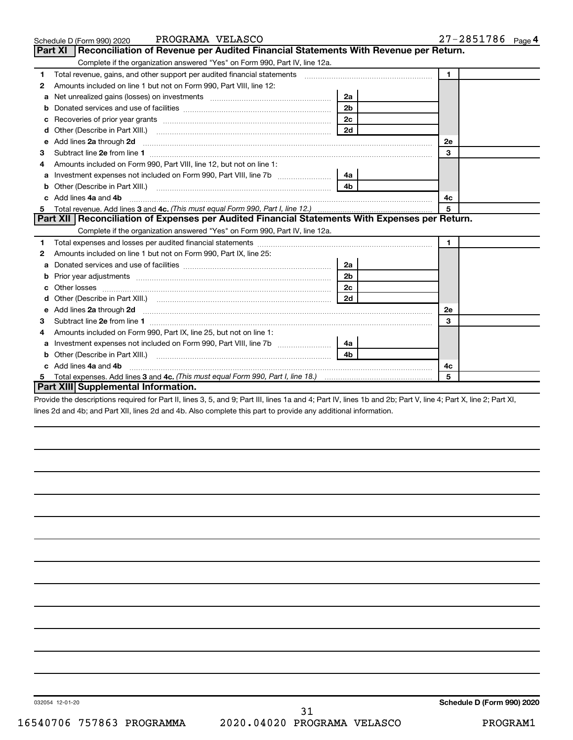Schedule D (Form 990) 2020 PROGRAMA VELASCO 27-2851786 Page 4

## Part XI Reconciliation of Revenue per Audited Financial Statements With Revenue per Return.

Complete if the organization answered "Yes" on Form 990, Part IV, line 12a.

| | | | | | |
|---|---|---|---|---|---|
| 1 | Total revenue, gains, and other support per audited financial statements | | | 1 | |
| 2 | Amounts included on line 1 but not on Form 990, Part VIII, line 12: | | | | |
| a | Net unrealized gains (losses) on investments | 2a | | | |
| b | Donated services and use of facilities | 2b | | | |
| c | Recoveries of prior year grants | 2c | | | |
| d | Other (Describe in Part XIII.) | 2d | | | |
| e | Add lines **2a** through **2d** | | | 2e | |
| 3 | Subtract line **2e** from line **1** | | | 3 | |
| 4 | Amounts included on Form 990, Part VIII, line 12, but not on line 1: | | | | |
| a | Investment expenses not included on Form 990, Part VIII, line 7b | 4a | | | |
| b | Other (Describe in Part XIII.) | 4b | | | |
| c | Add lines **4a** and **4b** | | | 4c | |
| 5 | Total revenue. Add lines **3** and **4c.** *(This must equal Form 990, Part I, line 12.)* | | | 5 | |

## Part XII Reconciliation of Expenses per Audited Financial Statements With Expenses per Return.

Complete if the organization answered "Yes" on Form 990, Part IV, line 12a.

| | | | | | |
|---|---|---|---|---|---|
| 1 | Total expenses and losses per audited financial statements | | | 1 | |
| 2 | Amounts included on line 1 but not on Form 990, Part IX, line 25: | | | | |
| a | Donated services and use of facilities | 2a | | | |
| b | Prior year adjustments | 2b | | | |
| c | Other losses | 2c | | | |
| d | Other (Describe in Part XIII.) | 2d | | | |
| e | Add lines **2a** through **2d** | | | 2e | |
| 3 | Subtract line **2e** from line **1** | | | 3 | |
| 4 | Amounts included on Form 990, Part IX, line 25, but not on line 1: | | | | |
| a | Investment expenses not included on Form 990, Part VIII, line 7b | 4a | | | |
| b | Other (Describe in Part XIII.) | 4b | | | |
| c | Add lines **4a** and **4b** | | | 4c | |
| 5 | Total expenses. Add lines **3** and **4c.** *(This must equal Form 990, Part I, line 18.)* | | | 5 | |

## Part XIII Supplemental Information.

Provide the descriptions required for Part II, lines 3, 5, and 9; Part III, lines 1a and 4; Part IV, lines 1b and 2b; Part V, line 4; Part X, line 2; Part XI, lines 2d and 4b; and Part XII, lines 2d and 4b. Also complete this part to provide any additional information.

032054 12-01-20 **Schedule D (Form 990) 2020**

16540706 757863 PROGRAMMA 2020.04020 PROGRAMA VELASCO PROGRAM1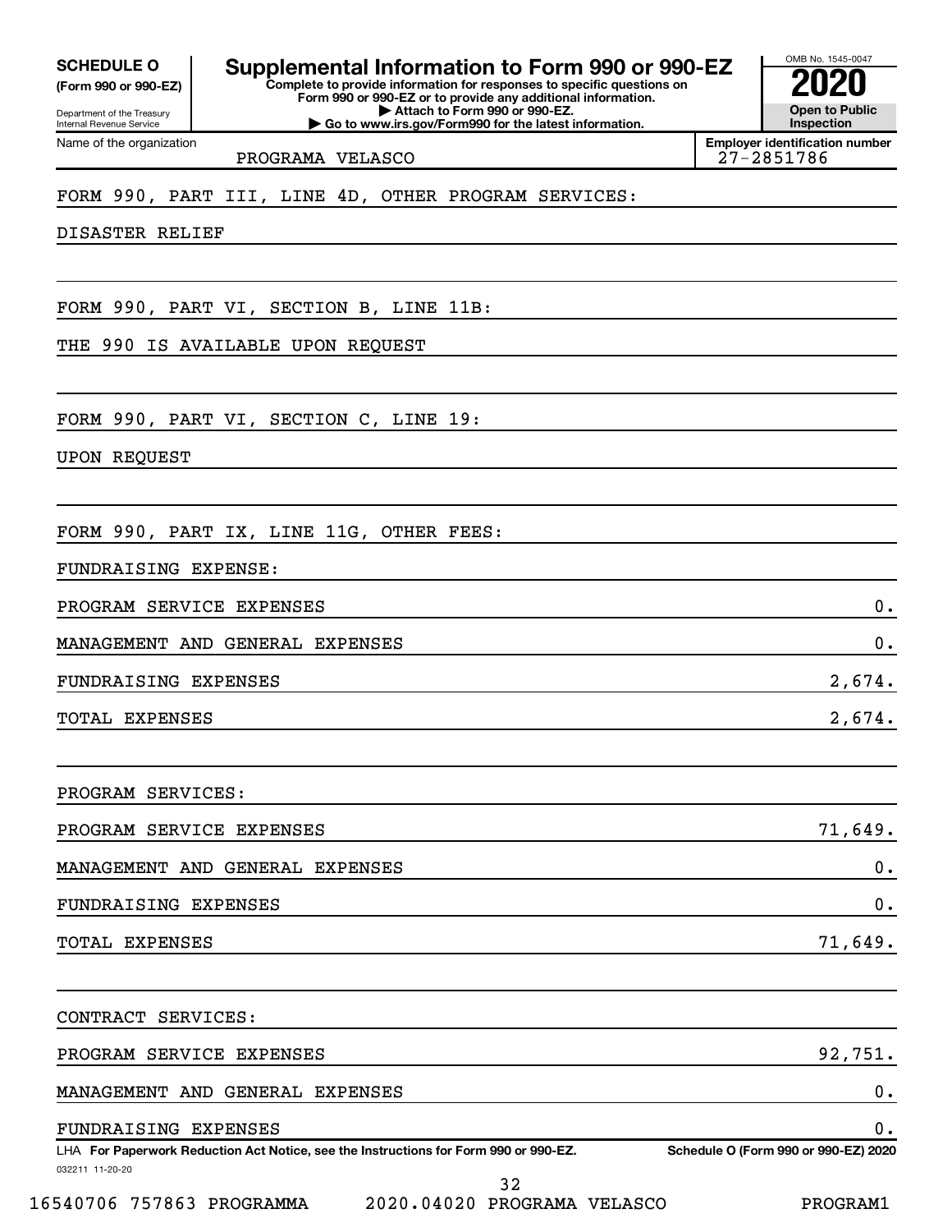**SCHEDULE O** (Form 990 or 990-EZ)

Department of the Treasury
Internal Revenue Service

# Supplemental Information to Form 990 or 990-EZ

**Complete to provide information for responses to specific questions on Form 990 or 990-EZ or to provide any additional information.**
**▶ Attach to Form 990 or 990-EZ.**
**▶ Go to www.irs.gov/Form990 for the latest information.**

OMB No. 1545-0047
**2020**
**Open to Public Inspection**

Name of the organization: PROGRAMA VELASCO

**Employer identification number:** 27-2851786

FORM 990, PART III, LINE 4D, OTHER PROGRAM SERVICES:

DISASTER RELIEF

FORM 990, PART VI, SECTION B, LINE 11B:

THE 990 IS AVAILABLE UPON REQUEST

FORM 990, PART VI, SECTION C, LINE 19:

UPON REQUEST

FORM 990, PART IX, LINE 11G, OTHER FEES:

FUNDRAISING EXPENSE:

| | |
|---|---|
| PROGRAM SERVICE EXPENSES | 0. |
| MANAGEMENT AND GENERAL EXPENSES | 0. |
| FUNDRAISING EXPENSES | 2,674. |
| TOTAL EXPENSES | 2,674. |

PROGRAM SERVICES:

| | |
|---|---|
| PROGRAM SERVICE EXPENSES | 71,649. |
| MANAGEMENT AND GENERAL EXPENSES | 0. |
| FUNDRAISING EXPENSES | 0. |
| TOTAL EXPENSES | 71,649. |

CONTRACT SERVICES:

| | |
|---|---|
| PROGRAM SERVICE EXPENSES | 92,751. |
| MANAGEMENT AND GENERAL EXPENSES | 0. |
| FUNDRAISING EXPENSES | 0. |

LHA **For Paperwork Reduction Act Notice, see the Instructions for Form 990 or 990-EZ.** **Schedule O (Form 990 or 990-EZ) 2020**

032211 11-20-20

16540706 757863 PROGRAMMA 2020.04020 PROGRAMA VELASCO PROGRAM1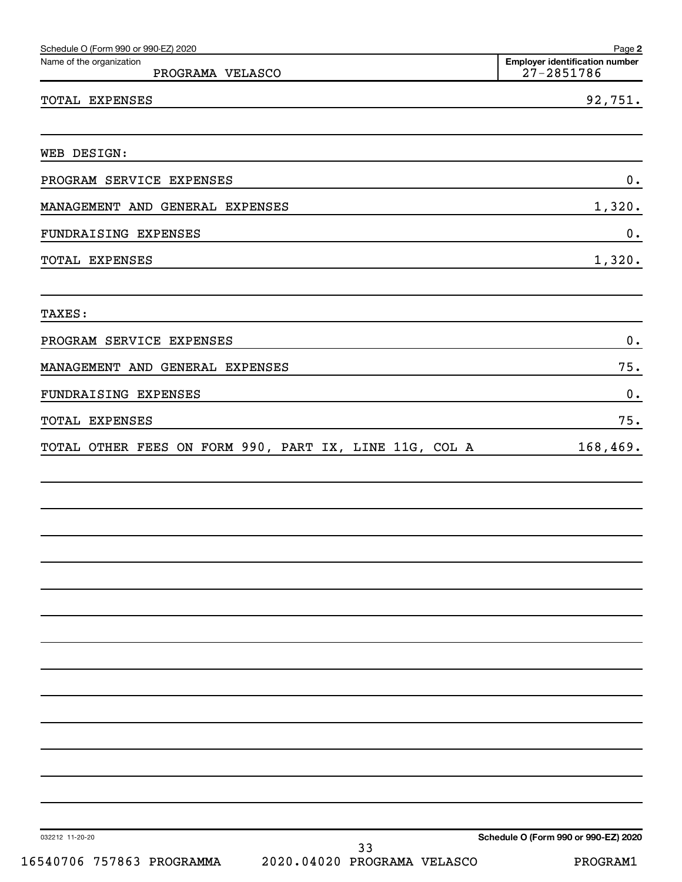Schedule O (Form 990 or 990-EZ) 2020 Page **2**

Name of the organization: PROGRAMA VELASCO

**Employer identification number** 27-2851786

| | |
|---|---|
| TOTAL EXPENSES | 92,751. |
| | |
| WEB DESIGN: | |
| PROGRAM SERVICE EXPENSES | 0. |
| MANAGEMENT AND GENERAL EXPENSES | 1,320. |
| FUNDRAISING EXPENSES | 0. |
| TOTAL EXPENSES | 1,320. |
| | |
| TAXES: | |
| PROGRAM SERVICE EXPENSES | 0. |
| MANAGEMENT AND GENERAL EXPENSES | 75. |
| FUNDRAISING EXPENSES | 0. |
| TOTAL EXPENSES | 75. |
| TOTAL OTHER FEES ON FORM 990, PART IX, LINE 11G, COL A | 168,469. |

032212 11-20-20 **Schedule O (Form 990 or 990-EZ) 2020**

16540706 757863 PROGRAMMA 2020.04020 PROGRAMA VELASCO PROGRAM1